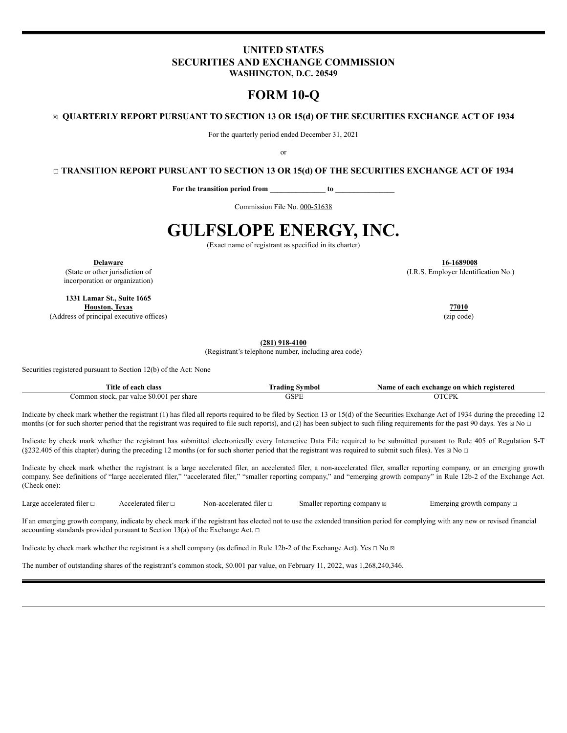# UNITED STATES
# SECURITIES AND EXCHANGE COMMISSION
**WASHINGTON, D.C. 20549**

# FORM 10-Q

☒ **QUARTERLY REPORT PURSUANT TO SECTION 13 OR 15(d) OF THE SECURITIES EXCHANGE ACT OF 1934**

For the quarterly period ended December 31, 2021

or

☐ **TRANSITION REPORT PURSUANT TO SECTION 13 OR 15(d) OF THE SECURITIES EXCHANGE ACT OF 1934**

**For the transition period from \_\_\_\_\_\_\_\_\_\_\_\_\_\_ to \_\_\_\_\_\_\_\_\_\_\_\_\_\_\_**

Commission File No. 000-51638

# GULFSLOPE ENERGY, INC.

(Exact name of registrant as specified in its charter)

| | |
|---|---|
| **Delaware** | **16-1689008** |
| (State or other jurisdiction of incorporation or organization) | (I.R.S. Employer Identification No.) |
| **1331 Lamar St., Suite 1665** **Houston, Texas** | **77010** |
| (Address of principal executive offices) | (zip code) |

**(281) 918-4100**
(Registrant's telephone number, including area code)

Securities registered pursuant to Section 12(b) of the Act: None

| Title of each class | Trading Symbol | Name of each exchange on which registered |
|---|---|---|
| Common stock, par value $0.001 per share | GSPE | OTCPK |

Indicate by check mark whether the registrant (1) has filed all reports required to be filed by Section 13 or 15(d) of the Securities Exchange Act of 1934 during the preceding 12 months (or for such shorter period that the registrant was required to file such reports), and (2) has been subject to such filing requirements for the past 90 days. Yes ☒ No ☐

Indicate by check mark whether the registrant has submitted electronically every Interactive Data File required to be submitted pursuant to Rule 405 of Regulation S-T (§232.405 of this chapter) during the preceding 12 months (or for such shorter period that the registrant was required to submit such files). Yes ☒ No ☐

Indicate by check mark whether the registrant is a large accelerated filer, an accelerated filer, a non-accelerated filer, smaller reporting company, or an emerging growth company. See definitions of "large accelerated filer," "accelerated filer," "smaller reporting company," and "emerging growth company" in Rule 12b-2 of the Exchange Act. (Check one):

Large accelerated filer ☐ Accelerated filer ☐ Non-accelerated filer ☐ Smaller reporting company ☒ Emerging growth company ☐

If an emerging growth company, indicate by check mark if the registrant has elected not to use the extended transition period for complying with any new or revised financial accounting standards provided pursuant to Section 13(a) of the Exchange Act. ☐

Indicate by check mark whether the registrant is a shell company (as defined in Rule 12b-2 of the Exchange Act). Yes ☐ No ☒

The number of outstanding shares of the registrant's common stock, $0.001 par value, on February 11, 2022, was 1,268,240,346.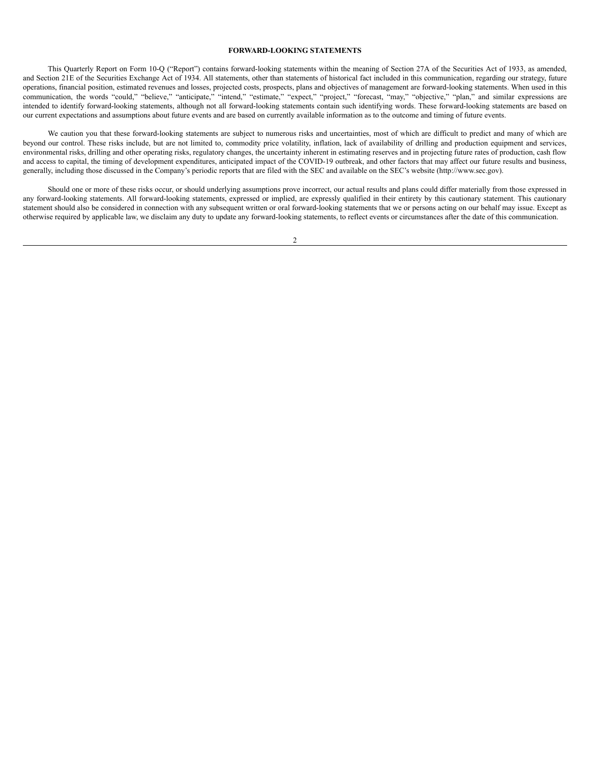**FORWARD-LOOKING STATEMENTS**

This Quarterly Report on Form 10-Q ("Report") contains forward-looking statements within the meaning of Section 27A of the Securities Act of 1933, as amended, and Section 21E of the Securities Exchange Act of 1934. All statements, other than statements of historical fact included in this communication, regarding our strategy, future operations, financial position, estimated revenues and losses, projected costs, prospects, plans and objectives of management are forward-looking statements. When used in this communication, the words "could," "believe," "anticipate," "intend," "estimate," "expect," "project," "forecast, "may," "objective," "plan," and similar expressions are intended to identify forward-looking statements, although not all forward-looking statements contain such identifying words. These forward-looking statements are based on our current expectations and assumptions about future events and are based on currently available information as to the outcome and timing of future events.

We caution you that these forward-looking statements are subject to numerous risks and uncertainties, most of which are difficult to predict and many of which are beyond our control. These risks include, but are not limited to, commodity price volatility, inflation, lack of availability of drilling and production equipment and services, environmental risks, drilling and other operating risks, regulatory changes, the uncertainty inherent in estimating reserves and in projecting future rates of production, cash flow and access to capital, the timing of development expenditures, anticipated impact of the COVID-19 outbreak, and other factors that may affect our future results and business, generally, including those discussed in the Company's periodic reports that are filed with the SEC and available on the SEC's website (http://www.sec.gov).

Should one or more of these risks occur, or should underlying assumptions prove incorrect, our actual results and plans could differ materially from those expressed in any forward-looking statements. All forward-looking statements, expressed or implied, are expressly qualified in their entirety by this cautionary statement. This cautionary statement should also be considered in connection with any subsequent written or oral forward-looking statements that we or persons acting on our behalf may issue. Except as otherwise required by applicable law, we disclaim any duty to update any forward-looking statements, to reflect events or circumstances after the date of this communication.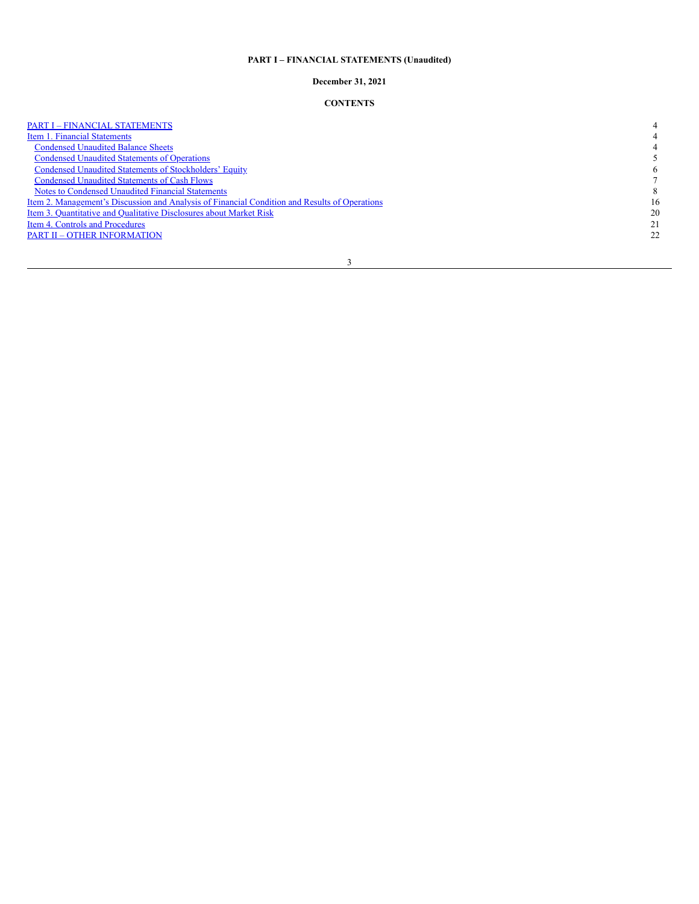**PART I – FINANCIAL STATEMENTS (Unaudited)**

**December 31, 2021**

**CONTENTS**

| | |
|---|---|
| PART I – FINANCIAL STATEMENTS | 4 |
| Item 1. Financial Statements | 4 |
| Condensed Unaudited Balance Sheets | 4 |
| Condensed Unaudited Statements of Operations | 5 |
| Condensed Unaudited Statements of Stockholders' Equity | 6 |
| Condensed Unaudited Statements of Cash Flows | 7 |
| Notes to Condensed Unaudited Financial Statements | 8 |
| Item 2. Management's Discussion and Analysis of Financial Condition and Results of Operations | 16 |
| Item 3. Quantitative and Qualitative Disclosures about Market Risk | 20 |
| Item 4. Controls and Procedures | 21 |
| PART II – OTHER INFORMATION | 22 |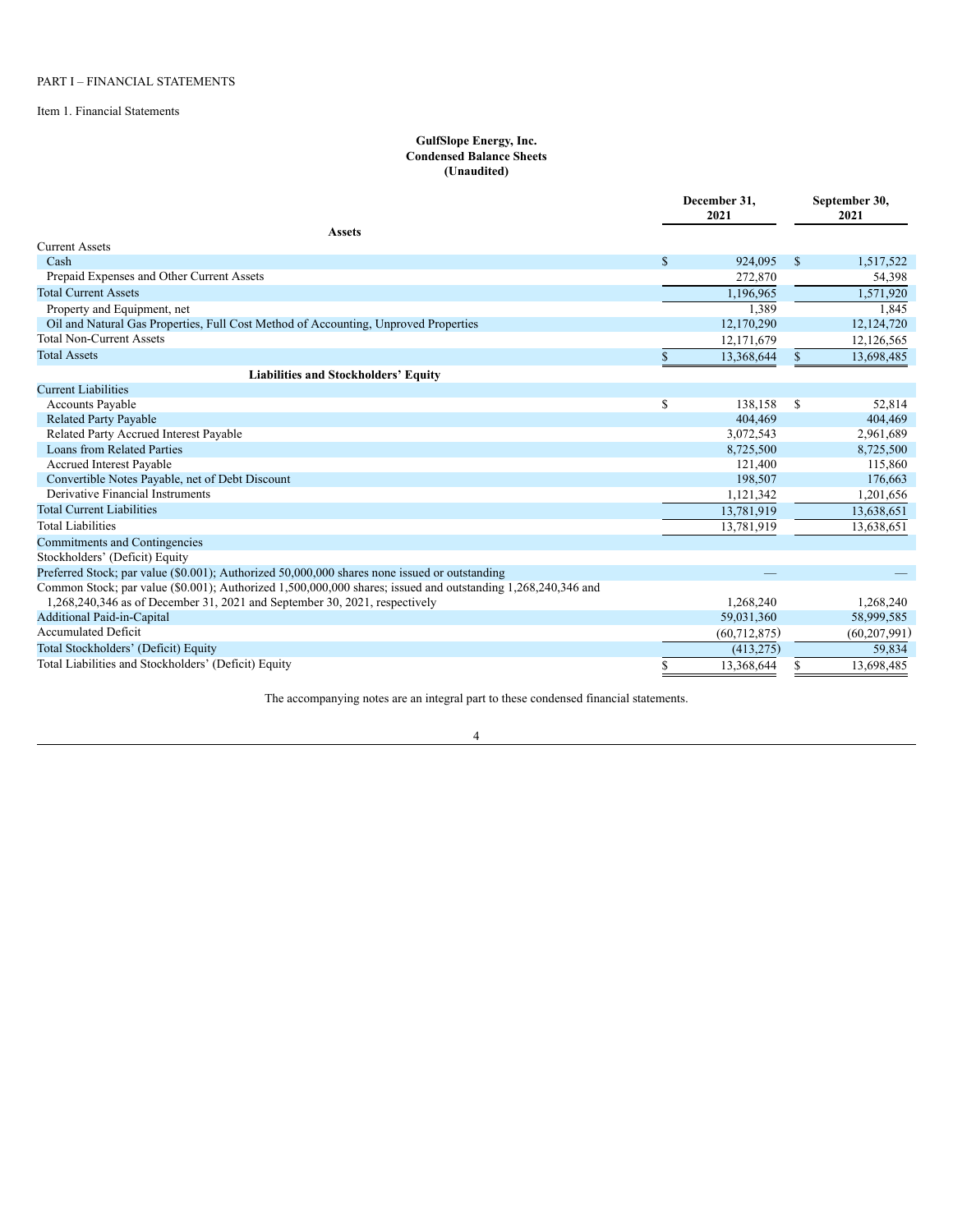PART I – FINANCIAL STATEMENTS

Item 1. Financial Statements

**GulfSlope Energy, Inc.**
**Condensed Balance Sheets**
**(Unaudited)**

| | December 31, 2021 | September 30, 2021 |
|---|---|---|
| **Assets** | | |
| Current Assets | | |
| Cash | $ 924,095 | $ 1,517,522 |
| Prepaid Expenses and Other Current Assets | 272,870 | 54,398 |
| Total Current Assets | 1,196,965 | 1,571,920 |
| Property and Equipment, net | 1,389 | 1,845 |
| Oil and Natural Gas Properties, Full Cost Method of Accounting, Unproved Properties | 12,170,290 | 12,124,720 |
| Total Non-Current Assets | 12,171,679 | 12,126,565 |
| Total Assets | $ 13,368,644 | $ 13,698,485 |
| **Liabilities and Stockholders' Equity** | | |
| Current Liabilities | | |
| Accounts Payable | $ 138,158 | $ 52,814 |
| Related Party Payable | 404,469 | 404,469 |
| Related Party Accrued Interest Payable | 3,072,543 | 2,961,689 |
| Loans from Related Parties | 8,725,500 | 8,725,500 |
| Accrued Interest Payable | 121,400 | 115,860 |
| Convertible Notes Payable, net of Debt Discount | 198,507 | 176,663 |
| Derivative Financial Instruments | 1,121,342 | 1,201,656 |
| Total Current Liabilities | 13,781,919 | 13,638,651 |
| Total Liabilities | 13,781,919 | 13,638,651 |
| Commitments and Contingencies | | |
| Stockholders' (Deficit) Equity | | |
| Preferred Stock; par value ($0.001); Authorized 50,000,000 shares none issued or outstanding | — | — |
| Common Stock; par value ($0.001); Authorized 1,500,000,000 shares; issued and outstanding 1,268,240,346 and 1,268,240,346 as of December 31, 2021 and September 30, 2021, respectively | 1,268,240 | 1,268,240 |
| Additional Paid-in-Capital | 59,031,360 | 58,999,585 |
| Accumulated Deficit | (60,712,875) | (60,207,991) |
| Total Stockholders' (Deficit) Equity | (413,275) | 59,834 |
| Total Liabilities and Stockholders' (Deficit) Equity | $ 13,368,644 | $ 13,698,485 |

The accompanying notes are an integral part to these condensed financial statements.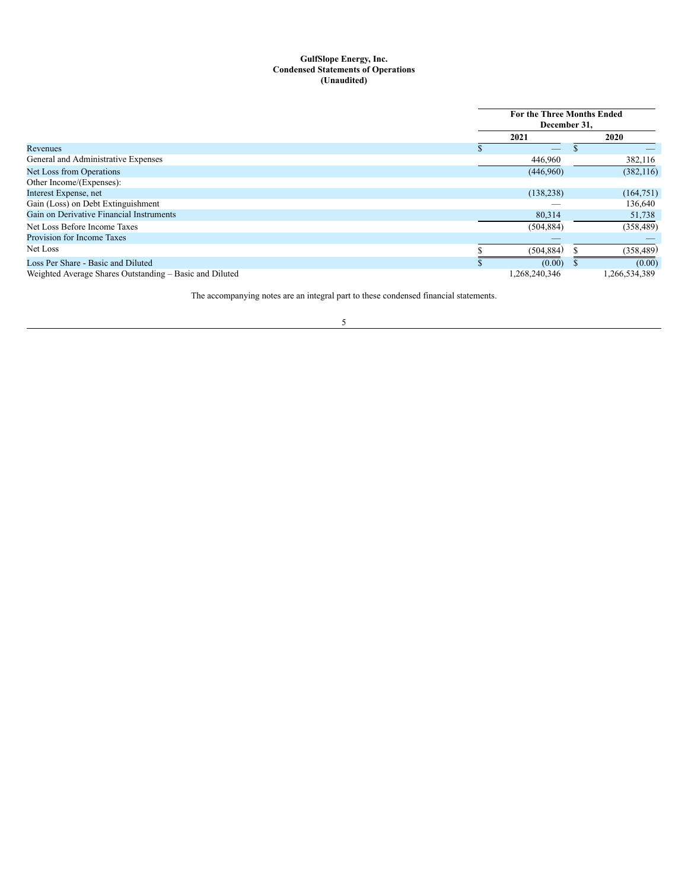**GulfSlope Energy, Inc.**
**Condensed Statements of Operations**
**(Unaudited)**

| | For the Three Months Ended December 31, | |
|---|---|---|
| | 2021 | 2020 |
| Revenues | $ — | $ — |
| General and Administrative Expenses | 446,960 | 382,116 |
| Net Loss from Operations | (446,960) | (382,116) |
| Other Income/(Expenses): | | |
| Interest Expense, net | (138,238) | (164,751) |
| Gain (Loss) on Debt Extinguishment | — | 136,640 |
| Gain on Derivative Financial Instruments | 80,314 | 51,738 |
| Net Loss Before Income Taxes | (504,884) | (358,489) |
| Provision for Income Taxes | — | — |
| Net Loss | $ (504,884) | $ (358,489) |
| Loss Per Share - Basic and Diluted | $ (0.00) | $ (0.00) |
| Weighted Average Shares Outstanding – Basic and Diluted | 1,268,240,346 | 1,266,534,389 |

The accompanying notes are an integral part to these condensed financial statements.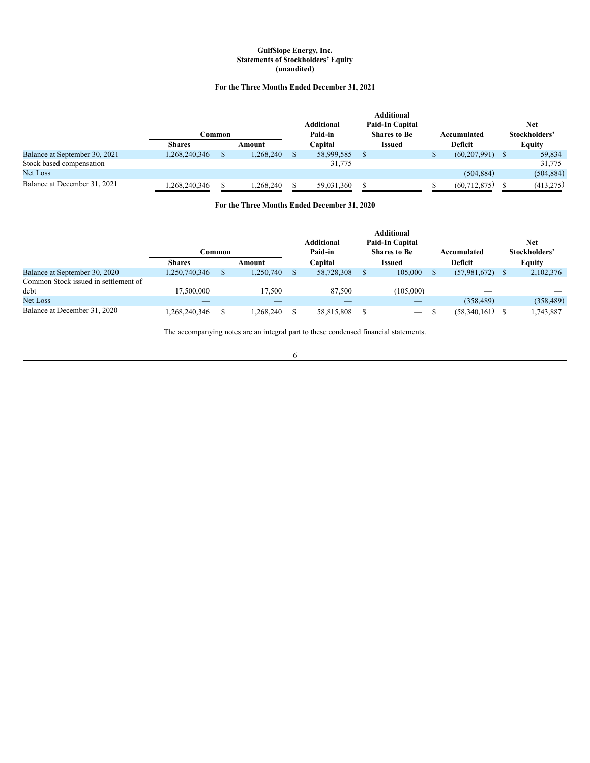**GulfSlope Energy, Inc.**
**Statements of Stockholders' Equity**
**(unaudited)**

**For the Three Months Ended December 31, 2021**

| | Common | | Additional Paid-in | Additional Paid-In Capital Shares to Be | Accumulated | Net Stockholders' |
|---|---|---|---|---|---|---|
| | Shares | Amount | Capital | Issued | Deficit | Equity |
| Balance at September 30, 2021 | 1,268,240,346 | $ 1,268,240 | $ 58,999,585 | $ — | $ (60,207,991) | $ 59,834 |
| Stock based compensation | — | — | 31,775 | | — | 31,775 |
| Net Loss | — | — | — | — | (504,884) | (504,884) |
| Balance at December 31, 2021 | 1,268,240,346 | $ 1,268,240 | $ 59,031,360 | $ — | $ (60,712,875) | $ (413,275) |

**For the Three Months Ended December 31, 2020**

| | Common | | Additional Paid-in | Additional Paid-In Capital Shares to Be | Accumulated | Net Stockholders' |
|---|---|---|---|---|---|---|
| | Shares | Amount | Capital | Issued | Deficit | Equity |
| Balance at September 30, 2020 | 1,250,740,346 | $ 1,250,740 | $ 58,728,308 | $ 105,000 | $ (57,981,672) | $ 2,102,376 |
| Common Stock issued in settlement of debt | 17,500,000 | 17,500 | 87,500 | (105,000) | — | — |
| Net Loss | — | — | — | — | (358,489) | (358,489) |
| Balance at December 31, 2020 | 1,268,240,346 | $ 1,268,240 | $ 58,815,808 | $ — | $ (58,340,161) | $ 1,743,887 |

The accompanying notes are an integral part to these condensed financial statements.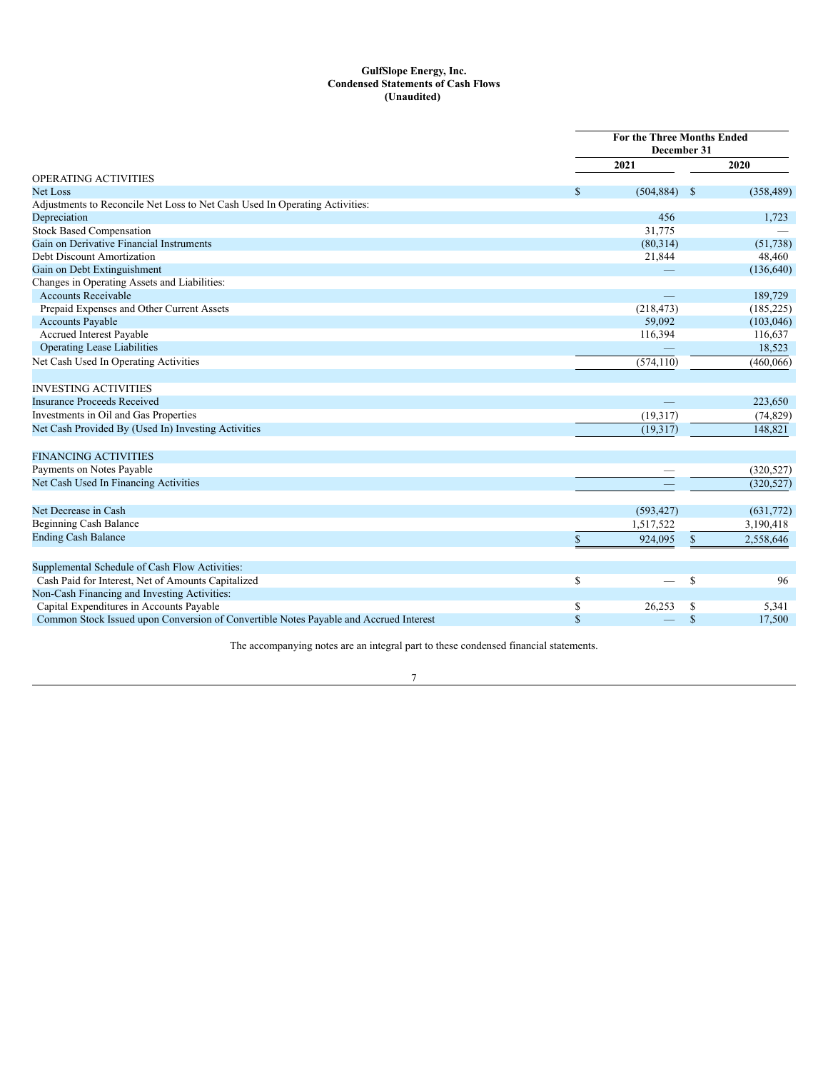**GulfSlope Energy, Inc.**
**Condensed Statements of Cash Flows**
**(Unaudited)**

| | For the Three Months Ended December 31 | |
|---|---|---|
| | 2021 | 2020 |
| OPERATING ACTIVITIES | | |
| Net Loss | $ (504,884) | $ (358,489) |
| Adjustments to Reconcile Net Loss to Net Cash Used In Operating Activities: | | |
| Depreciation | 456 | 1,723 |
| Stock Based Compensation | 31,775 | — |
| Gain on Derivative Financial Instruments | (80,314) | (51,738) |
| Debt Discount Amortization | 21,844 | 48,460 |
| Gain on Debt Extinguishment | — | (136,640) |
| Changes in Operating Assets and Liabilities: | | |
| Accounts Receivable | — | 189,729 |
| Prepaid Expenses and Other Current Assets | (218,473) | (185,225) |
| Accounts Payable | 59,092 | (103,046) |
| Accrued Interest Payable | 116,394 | 116,637 |
| Operating Lease Liabilities | — | 18,523 |
| Net Cash Used In Operating Activities | (574,110) | (460,066) |
| | | |
| INVESTING ACTIVITIES | | |
| Insurance Proceeds Received | — | 223,650 |
| Investments in Oil and Gas Properties | (19,317) | (74,829) |
| Net Cash Provided By (Used In) Investing Activities | (19,317) | 148,821 |
| | | |
| FINANCING ACTIVITIES | | |
| Payments on Notes Payable | — | (320,527) |
| Net Cash Used In Financing Activities | — | (320,527) |
| | | |
| Net Decrease in Cash | (593,427) | (631,772) |
| Beginning Cash Balance | 1,517,522 | 3,190,418 |
| Ending Cash Balance | $ 924,095 | $ 2,558,646 |
| | | |
| Supplemental Schedule of Cash Flow Activities: | | |
| Cash Paid for Interest, Net of Amounts Capitalized | $ — | $ 96 |
| Non-Cash Financing and Investing Activities: | | |
| Capital Expenditures in Accounts Payable | $ 26,253 | $ 5,341 |
| Common Stock Issued upon Conversion of Convertible Notes Payable and Accrued Interest | $ — | $ 17,500 |

The accompanying notes are an integral part to these condensed financial statements.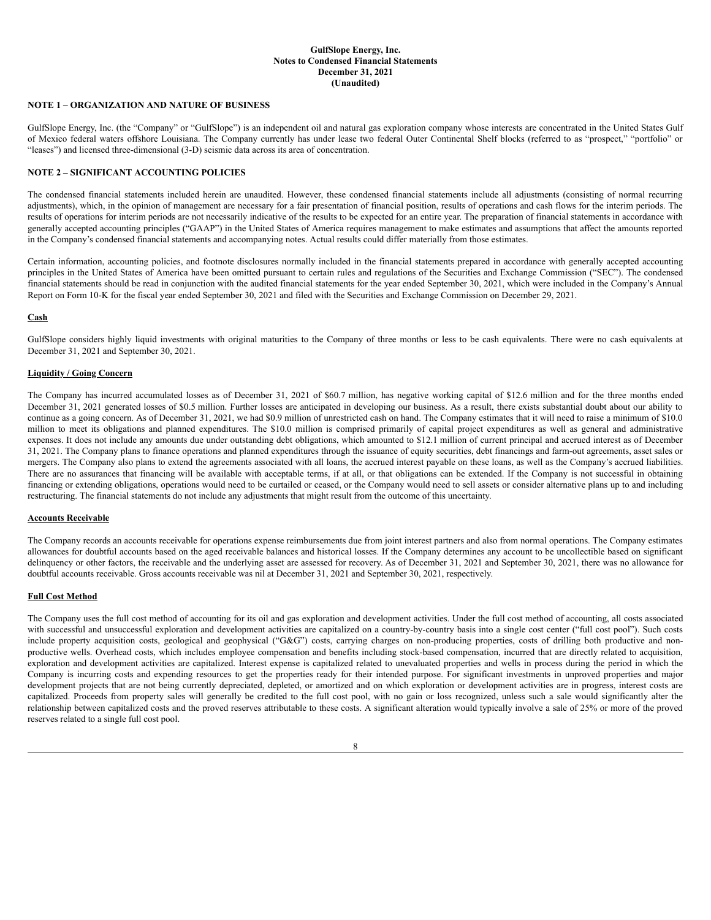**GulfSlope Energy, Inc.**
**Notes to Condensed Financial Statements**
**December 31, 2021**
**(Unaudited)**

**NOTE 1 – ORGANIZATION AND NATURE OF BUSINESS**

GulfSlope Energy, Inc. (the "Company" or "GulfSlope") is an independent oil and natural gas exploration company whose interests are concentrated in the United States Gulf of Mexico federal waters offshore Louisiana. The Company currently has under lease two federal Outer Continental Shelf blocks (referred to as "prospect," "portfolio" or "leases") and licensed three-dimensional (3-D) seismic data across its area of concentration.

**NOTE 2 – SIGNIFICANT ACCOUNTING POLICIES**

The condensed financial statements included herein are unaudited. However, these condensed financial statements include all adjustments (consisting of normal recurring adjustments), which, in the opinion of management are necessary for a fair presentation of financial position, results of operations and cash flows for the interim periods. The results of operations for interim periods are not necessarily indicative of the results to be expected for an entire year. The preparation of financial statements in accordance with generally accepted accounting principles ("GAAP") in the United States of America requires management to make estimates and assumptions that affect the amounts reported in the Company's condensed financial statements and accompanying notes. Actual results could differ materially from those estimates.

Certain information, accounting policies, and footnote disclosures normally included in the financial statements prepared in accordance with generally accepted accounting principles in the United States of America have been omitted pursuant to certain rules and regulations of the Securities and Exchange Commission ("SEC"). The condensed financial statements should be read in conjunction with the audited financial statements for the year ended September 30, 2021, which were included in the Company's Annual Report on Form 10-K for the fiscal year ended September 30, 2021 and filed with the Securities and Exchange Commission on December 29, 2021.

**Cash**

GulfSlope considers highly liquid investments with original maturities to the Company of three months or less to be cash equivalents. There were no cash equivalents at December 31, 2021 and September 30, 2021.

**Liquidity / Going Concern**

The Company has incurred accumulated losses as of December 31, 2021 of $60.7 million, has negative working capital of $12.6 million and for the three months ended December 31, 2021 generated losses of $0.5 million. Further losses are anticipated in developing our business. As a result, there exists substantial doubt about our ability to continue as a going concern. As of December 31, 2021, we had $0.9 million of unrestricted cash on hand. The Company estimates that it will need to raise a minimum of $10.0 million to meet its obligations and planned expenditures. The $10.0 million is comprised primarily of capital project expenditures as well as general and administrative expenses. It does not include any amounts due under outstanding debt obligations, which amounted to $12.1 million of current principal and accrued interest as of December 31, 2021. The Company plans to finance operations and planned expenditures through the issuance of equity securities, debt financings and farm-out agreements, asset sales or mergers. The Company also plans to extend the agreements associated with all loans, the accrued interest payable on these loans, as well as the Company's accrued liabilities. There are no assurances that financing will be available with acceptable terms, if at all, or that obligations can be extended. If the Company is not successful in obtaining financing or extending obligations, operations would need to be curtailed or ceased, or the Company would need to sell assets or consider alternative plans up to and including restructuring. The financial statements do not include any adjustments that might result from the outcome of this uncertainty.

**Accounts Receivable**

The Company records an accounts receivable for operations expense reimbursements due from joint interest partners and also from normal operations. The Company estimates allowances for doubtful accounts based on the aged receivable balances and historical losses. If the Company determines any account to be uncollectible based on significant delinquency or other factors, the receivable and the underlying asset are assessed for recovery. As of December 31, 2021 and September 30, 2021, there was no allowance for doubtful accounts receivable. Gross accounts receivable was nil at December 31, 2021 and September 30, 2021, respectively.

**Full Cost Method**

The Company uses the full cost method of accounting for its oil and gas exploration and development activities. Under the full cost method of accounting, all costs associated with successful and unsuccessful exploration and development activities are capitalized on a country-by-country basis into a single cost center ("full cost pool"). Such costs include property acquisition costs, geological and geophysical ("G&G") costs, carrying charges on non-producing properties, costs of drilling both productive and non-productive wells. Overhead costs, which includes employee compensation and benefits including stock-based compensation, incurred that are directly related to acquisition, exploration and development activities are capitalized. Interest expense is capitalized related to unevaluated properties and wells in process during the period in which the Company is incurring costs and expending resources to get the properties ready for their intended purpose. For significant investments in unproved properties and major development projects that are not being currently depreciated, depleted, or amortized and on which exploration or development activities are in progress, interest costs are capitalized. Proceeds from property sales will generally be credited to the full cost pool, with no gain or loss recognized, unless such a sale would significantly alter the relationship between capitalized costs and the proved reserves attributable to these costs. A significant alteration would typically involve a sale of 25% or more of the proved reserves related to a single full cost pool.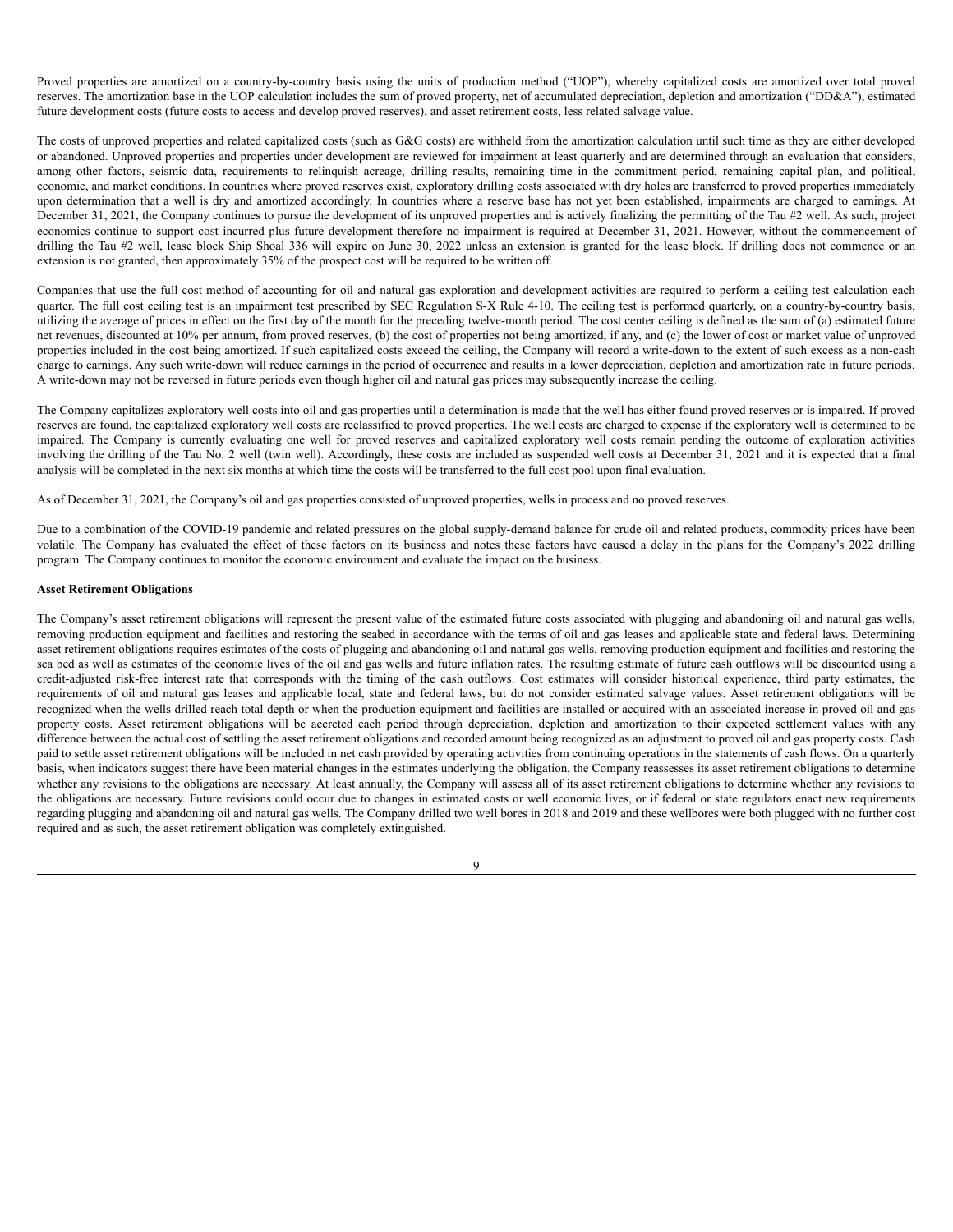Proved properties are amortized on a country-by-country basis using the units of production method ("UOP"), whereby capitalized costs are amortized over total proved reserves. The amortization base in the UOP calculation includes the sum of proved property, net of accumulated depreciation, depletion and amortization ("DD&A"), estimated future development costs (future costs to access and develop proved reserves), and asset retirement costs, less related salvage value.

The costs of unproved properties and related capitalized costs (such as G&G costs) are withheld from the amortization calculation until such time as they are either developed or abandoned. Unproved properties and properties under development are reviewed for impairment at least quarterly and are determined through an evaluation that considers, among other factors, seismic data, requirements to relinquish acreage, drilling results, remaining time in the commitment period, remaining capital plan, and political, economic, and market conditions. In countries where proved reserves exist, exploratory drilling costs associated with dry holes are transferred to proved properties immediately upon determination that a well is dry and amortized accordingly. In countries where a reserve base has not yet been established, impairments are charged to earnings. At December 31, 2021, the Company continues to pursue the development of its unproved properties and is actively finalizing the permitting of the Tau #2 well. As such, project economics continue to support cost incurred plus future development therefore no impairment is required at December 31, 2021. However, without the commencement of drilling the Tau #2 well, lease block Ship Shoal 336 will expire on June 30, 2022 unless an extension is granted for the lease block. If drilling does not commence or an extension is not granted, then approximately 35% of the prospect cost will be required to be written off.

Companies that use the full cost method of accounting for oil and natural gas exploration and development activities are required to perform a ceiling test calculation each quarter. The full cost ceiling test is an impairment test prescribed by SEC Regulation S-X Rule 4-10. The ceiling test is performed quarterly, on a country-by-country basis, utilizing the average of prices in effect on the first day of the month for the preceding twelve-month period. The cost center ceiling is defined as the sum of (a) estimated future net revenues, discounted at 10% per annum, from proved reserves, (b) the cost of properties not being amortized, if any, and (c) the lower of cost or market value of unproved properties included in the cost being amortized. If such capitalized costs exceed the ceiling, the Company will record a write-down to the extent of such excess as a non-cash charge to earnings. Any such write-down will reduce earnings in the period of occurrence and results in a lower depreciation, depletion and amortization rate in future periods. A write-down may not be reversed in future periods even though higher oil and natural gas prices may subsequently increase the ceiling.

The Company capitalizes exploratory well costs into oil and gas properties until a determination is made that the well has either found proved reserves or is impaired. If proved reserves are found, the capitalized exploratory well costs are reclassified to proved properties. The well costs are charged to expense if the exploratory well is determined to be impaired. The Company is currently evaluating one well for proved reserves and capitalized exploratory well costs remain pending the outcome of exploration activities involving the drilling of the Tau No. 2 well (twin well). Accordingly, these costs are included as suspended well costs at December 31, 2021 and it is expected that a final analysis will be completed in the next six months at which time the costs will be transferred to the full cost pool upon final evaluation.

As of December 31, 2021, the Company's oil and gas properties consisted of unproved properties, wells in process and no proved reserves.

Due to a combination of the COVID-19 pandemic and related pressures on the global supply-demand balance for crude oil and related products, commodity prices have been volatile. The Company has evaluated the effect of these factors on its business and notes these factors have caused a delay in the plans for the Company's 2022 drilling program. The Company continues to monitor the economic environment and evaluate the impact on the business.

**Asset Retirement Obligations**

The Company's asset retirement obligations will represent the present value of the estimated future costs associated with plugging and abandoning oil and natural gas wells, removing production equipment and facilities and restoring the seabed in accordance with the terms of oil and gas leases and applicable state and federal laws. Determining asset retirement obligations requires estimates of the costs of plugging and abandoning oil and natural gas wells, removing production equipment and facilities and restoring the sea bed as well as estimates of the economic lives of the oil and gas wells and future inflation rates. The resulting estimate of future cash outflows will be discounted using a credit-adjusted risk-free interest rate that corresponds with the timing of the cash outflows. Cost estimates will consider historical experience, third party estimates, the requirements of oil and natural gas leases and applicable local, state and federal laws, but do not consider estimated salvage values. Asset retirement obligations will be recognized when the wells drilled reach total depth or when the production equipment and facilities are installed or acquired with an associated increase in proved oil and gas property costs. Asset retirement obligations will be accreted each period through depreciation, depletion and amortization to their expected settlement values with any difference between the actual cost of settling the asset retirement obligations and recorded amount being recognized as an adjustment to proved oil and gas property costs. Cash paid to settle asset retirement obligations will be included in net cash provided by operating activities from continuing operations in the statements of cash flows. On a quarterly basis, when indicators suggest there have been material changes in the estimates underlying the obligation, the Company reassesses its asset retirement obligations to determine whether any revisions to the obligations are necessary. At least annually, the Company will assess all of its asset retirement obligations to determine whether any revisions to the obligations are necessary. Future revisions could occur due to changes in estimated costs or well economic lives, or if federal or state regulators enact new requirements regarding plugging and abandoning oil and natural gas wells. The Company drilled two well bores in 2018 and 2019 and these wellbores were both plugged with no further cost required and as such, the asset retirement obligation was completely extinguished.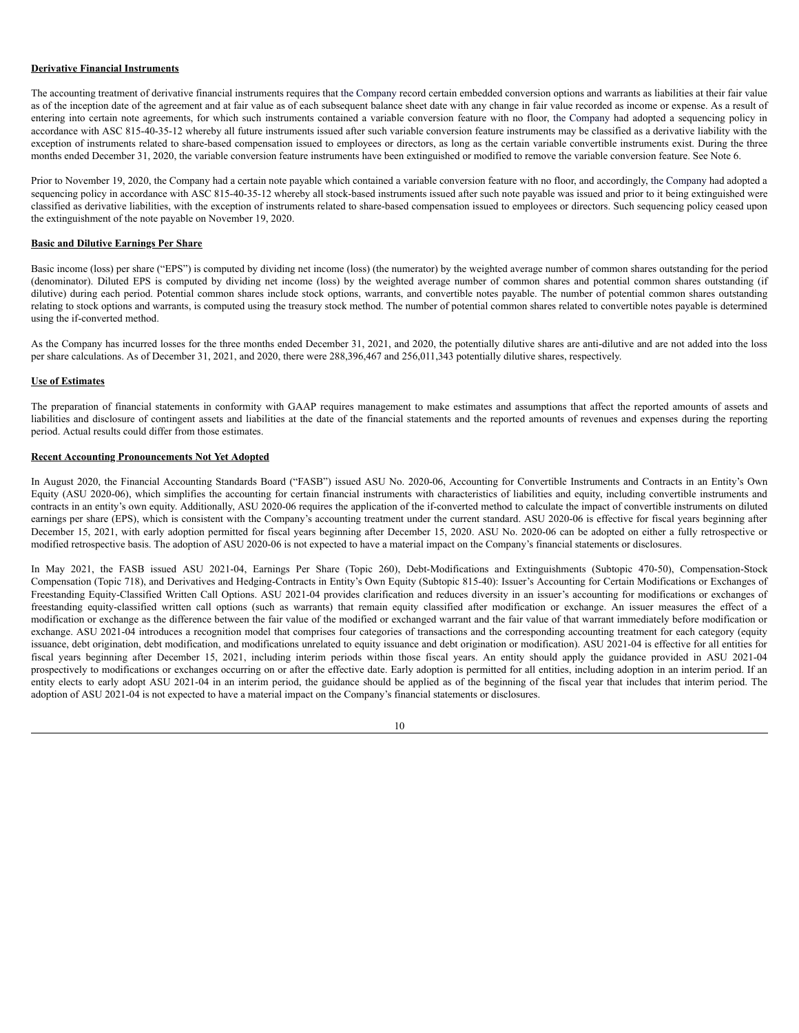**Derivative Financial Instruments**

The accounting treatment of derivative financial instruments requires that the Company record certain embedded conversion options and warrants as liabilities at their fair value as of the inception date of the agreement and at fair value as of each subsequent balance sheet date with any change in fair value recorded as income or expense. As a result of entering into certain note agreements, for which such instruments contained a variable conversion feature with no floor, the Company had adopted a sequencing policy in accordance with ASC 815-40-35-12 whereby all future instruments issued after such variable conversion feature instruments may be classified as a derivative liability with the exception of instruments related to share-based compensation issued to employees or directors, as long as the certain variable convertible instruments exist. During the three months ended December 31, 2020, the variable conversion feature instruments have been extinguished or modified to remove the variable conversion feature. See Note 6.

Prior to November 19, 2020, the Company had a certain note payable which contained a variable conversion feature with no floor, and accordingly, the Company had adopted a sequencing policy in accordance with ASC 815-40-35-12 whereby all stock-based instruments issued after such note payable was issued and prior to it being extinguished were classified as derivative liabilities, with the exception of instruments related to share-based compensation issued to employees or directors. Such sequencing policy ceased upon the extinguishment of the note payable on November 19, 2020.

**Basic and Dilutive Earnings Per Share**

Basic income (loss) per share ("EPS") is computed by dividing net income (loss) (the numerator) by the weighted average number of common shares outstanding for the period (denominator). Diluted EPS is computed by dividing net income (loss) by the weighted average number of common shares and potential common shares outstanding (if dilutive) during each period. Potential common shares include stock options, warrants, and convertible notes payable. The number of potential common shares outstanding relating to stock options and warrants, is computed using the treasury stock method. The number of potential common shares related to convertible notes payable is determined using the if-converted method.

As the Company has incurred losses for the three months ended December 31, 2021, and 2020, the potentially dilutive shares are anti-dilutive and are not added into the loss per share calculations. As of December 31, 2021, and 2020, there were 288,396,467 and 256,011,343 potentially dilutive shares, respectively.

**Use of Estimates**

The preparation of financial statements in conformity with GAAP requires management to make estimates and assumptions that affect the reported amounts of assets and liabilities and disclosure of contingent assets and liabilities at the date of the financial statements and the reported amounts of revenues and expenses during the reporting period. Actual results could differ from those estimates.

**Recent Accounting Pronouncements Not Yet Adopted**

In August 2020, the Financial Accounting Standards Board ("FASB") issued ASU No. 2020-06, Accounting for Convertible Instruments and Contracts in an Entity's Own Equity (ASU 2020-06), which simplifies the accounting for certain financial instruments with characteristics of liabilities and equity, including convertible instruments and contracts in an entity's own equity. Additionally, ASU 2020-06 requires the application of the if-converted method to calculate the impact of convertible instruments on diluted earnings per share (EPS), which is consistent with the Company's accounting treatment under the current standard. ASU 2020-06 is effective for fiscal years beginning after December 15, 2021, with early adoption permitted for fiscal years beginning after December 15, 2020. ASU No. 2020-06 can be adopted on either a fully retrospective or modified retrospective basis. The adoption of ASU 2020-06 is not expected to have a material impact on the Company's financial statements or disclosures.

In May 2021, the FASB issued ASU 2021-04, Earnings Per Share (Topic 260), Debt-Modifications and Extinguishments (Subtopic 470-50), Compensation-Stock Compensation (Topic 718), and Derivatives and Hedging-Contracts in Entity's Own Equity (Subtopic 815-40): Issuer's Accounting for Certain Modifications or Exchanges of Freestanding Equity-Classified Written Call Options. ASU 2021-04 provides clarification and reduces diversity in an issuer's accounting for modifications or exchanges of freestanding equity-classified written call options (such as warrants) that remain equity classified after modification or exchange. An issuer measures the effect of a modification or exchange as the difference between the fair value of the modified or exchanged warrant and the fair value of that warrant immediately before modification or exchange. ASU 2021-04 introduces a recognition model that comprises four categories of transactions and the corresponding accounting treatment for each category (equity issuance, debt origination, debt modification, and modifications unrelated to equity issuance and debt origination or modification). ASU 2021-04 is effective for all entities for fiscal years beginning after December 15, 2021, including interim periods within those fiscal years. An entity should apply the guidance provided in ASU 2021-04 prospectively to modifications or exchanges occurring on or after the effective date. Early adoption is permitted for all entities, including adoption in an interim period. If an entity elects to early adopt ASU 2021-04 in an interim period, the guidance should be applied as of the beginning of the fiscal year that includes that interim period. The adoption of ASU 2021-04 is not expected to have a material impact on the Company's financial statements or disclosures.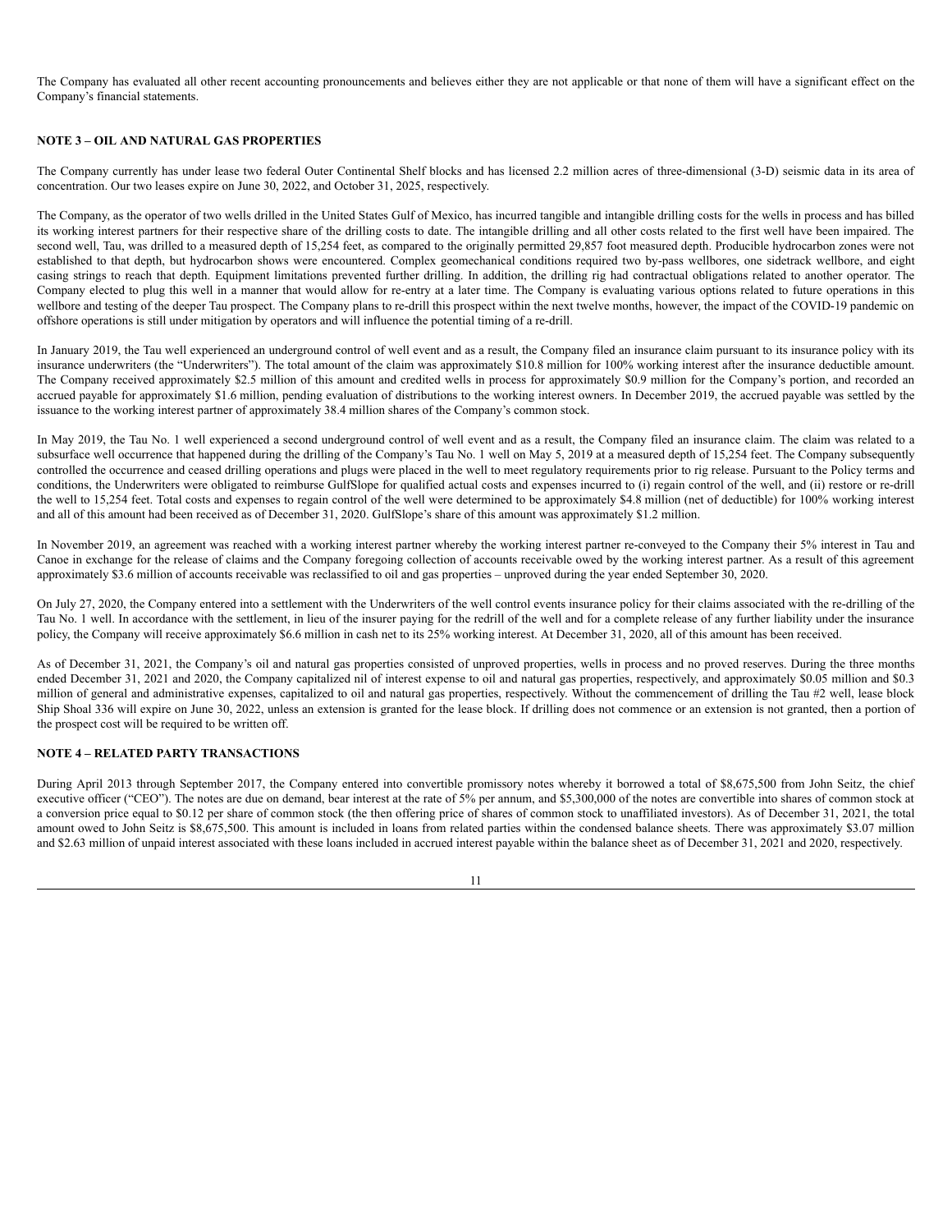The Company has evaluated all other recent accounting pronouncements and believes either they are not applicable or that none of them will have a significant effect on the Company's financial statements.

## NOTE 3 – OIL AND NATURAL GAS PROPERTIES

The Company currently has under lease two federal Outer Continental Shelf blocks and has licensed 2.2 million acres of three-dimensional (3-D) seismic data in its area of concentration. Our two leases expire on June 30, 2022, and October 31, 2025, respectively.

The Company, as the operator of two wells drilled in the United States Gulf of Mexico, has incurred tangible and intangible drilling costs for the wells in process and has billed its working interest partners for their respective share of the drilling costs to date. The intangible drilling and all other costs related to the first well have been impaired. The second well, Tau, was drilled to a measured depth of 15,254 feet, as compared to the originally permitted 29,857 foot measured depth. Producible hydrocarbon zones were not established to that depth, but hydrocarbon shows were encountered. Complex geomechanical conditions required two by-pass wellbores, one sidetrack wellbore, and eight casing strings to reach that depth. Equipment limitations prevented further drilling. In addition, the drilling rig had contractual obligations related to another operator. The Company elected to plug this well in a manner that would allow for re-entry at a later time. The Company is evaluating various options related to future operations in this wellbore and testing of the deeper Tau prospect. The Company plans to re-drill this prospect within the next twelve months, however, the impact of the COVID-19 pandemic on offshore operations is still under mitigation by operators and will influence the potential timing of a re-drill.

In January 2019, the Tau well experienced an underground control of well event and as a result, the Company filed an insurance claim pursuant to its insurance policy with its insurance underwriters (the "Underwriters"). The total amount of the claim was approximately $10.8 million for 100% working interest after the insurance deductible amount. The Company received approximately $2.5 million of this amount and credited wells in process for approximately $0.9 million for the Company's portion, and recorded an accrued payable for approximately $1.6 million, pending evaluation of distributions to the working interest owners. In December 2019, the accrued payable was settled by the issuance to the working interest partner of approximately 38.4 million shares of the Company's common stock.

In May 2019, the Tau No. 1 well experienced a second underground control of well event and as a result, the Company filed an insurance claim. The claim was related to a subsurface well occurrence that happened during the drilling of the Company's Tau No. 1 well on May 5, 2019 at a measured depth of 15,254 feet. The Company subsequently controlled the occurrence and ceased drilling operations and plugs were placed in the well to meet regulatory requirements prior to rig release. Pursuant to the Policy terms and conditions, the Underwriters were obligated to reimburse GulfSlope for qualified actual costs and expenses incurred to (i) regain control of the well, and (ii) restore or re-drill the well to 15,254 feet. Total costs and expenses to regain control of the well were determined to be approximately $4.8 million (net of deductible) for 100% working interest and all of this amount had been received as of December 31, 2020. GulfSlope's share of this amount was approximately $1.2 million.

In November 2019, an agreement was reached with a working interest partner whereby the working interest partner re-conveyed to the Company their 5% interest in Tau and Canoe in exchange for the release of claims and the Company foregoing collection of accounts receivable owed by the working interest partner. As a result of this agreement approximately $3.6 million of accounts receivable was reclassified to oil and gas properties – unproved during the year ended September 30, 2020.

On July 27, 2020, the Company entered into a settlement with the Underwriters of the well control events insurance policy for their claims associated with the re-drilling of the Tau No. 1 well. In accordance with the settlement, in lieu of the insurer paying for the redrill of the well and for a complete release of any further liability under the insurance policy, the Company will receive approximately $6.6 million in cash net to its 25% working interest. At December 31, 2020, all of this amount has been received.

As of December 31, 2021, the Company's oil and natural gas properties consisted of unproved properties, wells in process and no proved reserves. During the three months ended December 31, 2021 and 2020, the Company capitalized nil of interest expense to oil and natural gas properties, respectively, and approximately $0.05 million and $0.3 million of general and administrative expenses, capitalized to oil and natural gas properties, respectively. Without the commencement of drilling the Tau #2 well, lease block Ship Shoal 336 will expire on June 30, 2022, unless an extension is granted for the lease block. If drilling does not commence or an extension is not granted, then a portion of the prospect cost will be required to be written off.

## NOTE 4 – RELATED PARTY TRANSACTIONS

During April 2013 through September 2017, the Company entered into convertible promissory notes whereby it borrowed a total of $8,675,500 from John Seitz, the chief executive officer ("CEO"). The notes are due on demand, bear interest at the rate of 5% per annum, and $5,300,000 of the notes are convertible into shares of common stock at a conversion price equal to $0.12 per share of common stock (the then offering price of shares of common stock to unaffiliated investors). As of December 31, 2021, the total amount owed to John Seitz is $8,675,500. This amount is included in loans from related parties within the condensed balance sheets. There was approximately $3.07 million and $2.63 million of unpaid interest associated with these loans included in accrued interest payable within the balance sheet as of December 31, 2021 and 2020, respectively.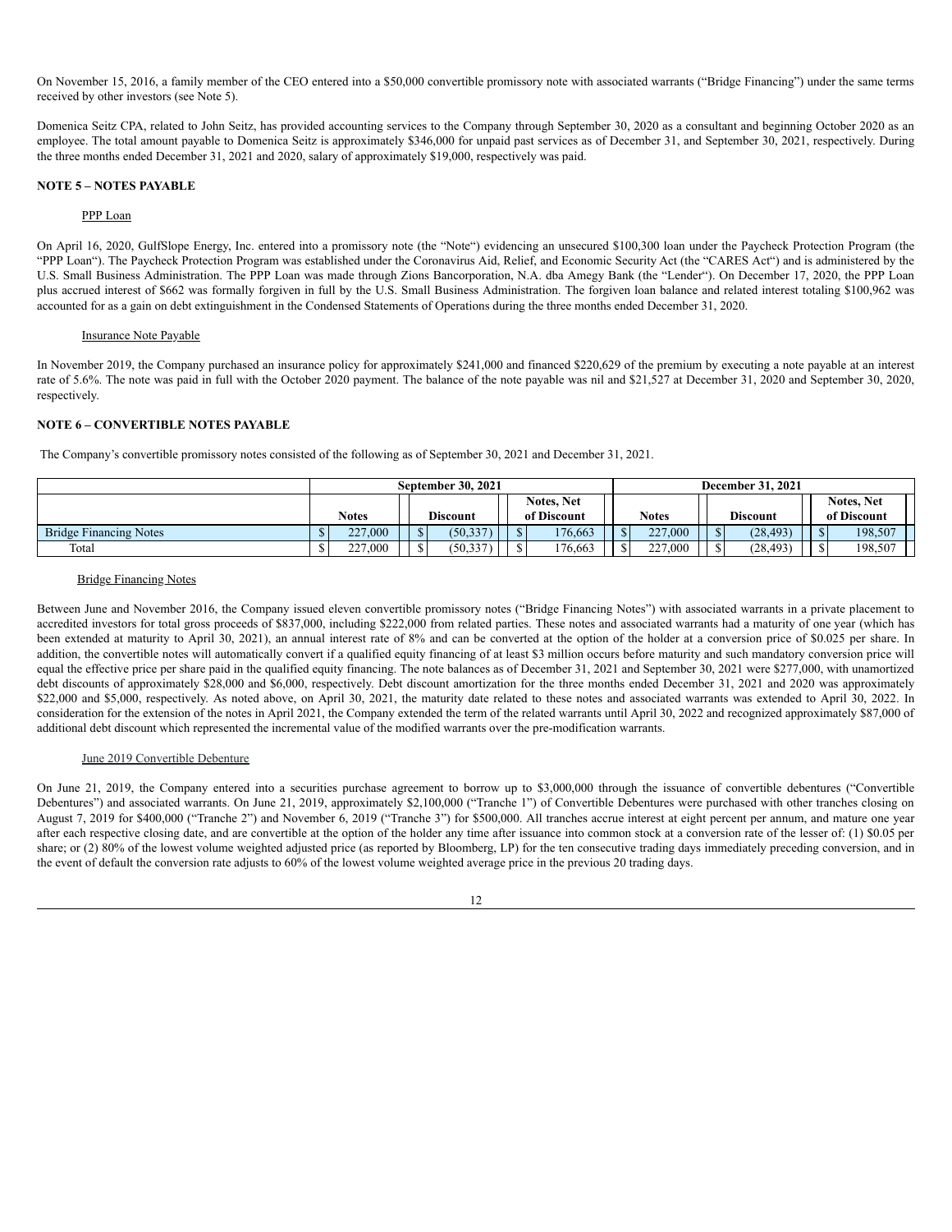On November 15, 2016, a family member of the CEO entered into a $50,000 convertible promissory note with associated warrants ("Bridge Financing") under the same terms received by other investors (see Note 5).

Domenica Seitz CPA, related to John Seitz, has provided accounting services to the Company through September 30, 2020 as a consultant and beginning October 2020 as an employee. The total amount payable to Domenica Seitz is approximately $346,000 for unpaid past services as of December 31, and September 30, 2021, respectively. During the three months ended December 31, 2021 and 2020, salary of approximately $19,000, respectively was paid.

## NOTE 5 – NOTES PAYABLE

PPP Loan

On April 16, 2020, GulfSlope Energy, Inc. entered into a promissory note (the "Note") evidencing an unsecured $100,300 loan under the Paycheck Protection Program (the "PPP Loan"). The Paycheck Protection Program was established under the Coronavirus Aid, Relief, and Economic Security Act (the "CARES Act") and is administered by the U.S. Small Business Administration. The PPP Loan was made through Zions Bancorporation, N.A. dba Amegy Bank (the "Lender"). On December 17, 2020, the PPP Loan plus accrued interest of $662 was formally forgiven in full by the U.S. Small Business Administration. The forgiven loan balance and related interest totaling $100,962 was accounted for as a gain on debt extinguishment in the Condensed Statements of Operations during the three months ended December 31, 2020.

Insurance Note Payable

In November 2019, the Company purchased an insurance policy for approximately $241,000 and financed $220,629 of the premium by executing a note payable at an interest rate of 5.6%. The note was paid in full with the October 2020 payment. The balance of the note payable was nil and $21,527 at December 31, 2020 and September 30, 2020, respectively.

## NOTE 6 – CONVERTIBLE NOTES PAYABLE

The Company's convertible promissory notes consisted of the following as of September 30, 2021 and December 31, 2021.

| | September 30, 2021 | | | December 31, 2021 | | |
|---|---|---|---|---|---|---|
| | Notes | Discount | Notes, Net of Discount | Notes | Discount | Notes, Net of Discount |
| Bridge Financing Notes | $ 227,000 | $ (50,337) | $ 176,663 | $ 227,000 | $ (28,493) | $ 198,507 |
| Total | $ 227,000 | $ (50,337) | $ 176,663 | $ 227,000 | $ (28,493) | $ 198,507 |

Bridge Financing Notes

Between June and November 2016, the Company issued eleven convertible promissory notes ("Bridge Financing Notes") with associated warrants in a private placement to accredited investors for total gross proceeds of $837,000, including $222,000 from related parties. These notes and associated warrants had a maturity of one year (which has been extended at maturity to April 30, 2021), an annual interest rate of 8% and can be converted at the option of the holder at a conversion price of $0.025 per share. In addition, the convertible notes will automatically convert if a qualified equity financing of at least $3 million occurs before maturity and such mandatory conversion price will equal the effective price per share paid in the qualified equity financing. The note balances as of December 31, 2021 and September 30, 2021 were $277,000, with unamortized debt discounts of approximately $28,000 and $6,000, respectively. Debt discount amortization for the three months ended December 31, 2021 and 2020 was approximately $22,000 and $5,000, respectively. As noted above, on April 30, 2021, the maturity date related to these notes and associated warrants was extended to April 30, 2022. In consideration for the extension of the notes in April 2021, the Company extended the term of the related warrants until April 30, 2022 and recognized approximately $87,000 of additional debt discount which represented the incremental value of the modified warrants over the pre-modification warrants.

June 2019 Convertible Debenture

On June 21, 2019, the Company entered into a securities purchase agreement to borrow up to $3,000,000 through the issuance of convertible debentures ("Convertible Debentures") and associated warrants. On June 21, 2019, approximately $2,100,000 ("Tranche 1") of Convertible Debentures were purchased with other tranches closing on August 7, 2019 for $400,000 ("Tranche 2") and November 6, 2019 ("Tranche 3") for $500,000. All tranches accrue interest at eight percent per annum, and mature one year after each respective closing date, and are convertible at the option of the holder any time after issuance into common stock at a conversion rate of the lesser of: (1) $0.05 per share; or (2) 80% of the lowest volume weighted adjusted price (as reported by Bloomberg, LP) for the ten consecutive trading days immediately preceding conversion, and in the event of default the conversion rate adjusts to 60% of the lowest volume weighted average price in the previous 20 trading days.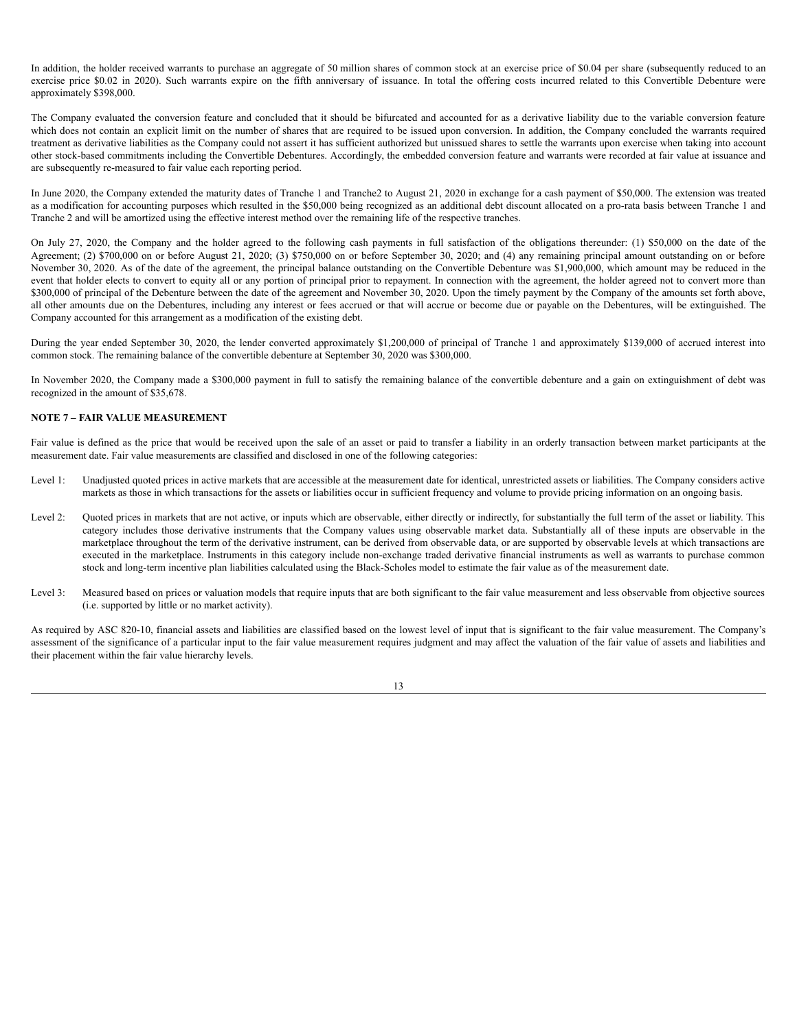In addition, the holder received warrants to purchase an aggregate of 50 million shares of common stock at an exercise price of $0.04 per share (subsequently reduced to an exercise price $0.02 in 2020). Such warrants expire on the fifth anniversary of issuance. In total the offering costs incurred related to this Convertible Debenture were approximately $398,000.

The Company evaluated the conversion feature and concluded that it should be bifurcated and accounted for as a derivative liability due to the variable conversion feature which does not contain an explicit limit on the number of shares that are required to be issued upon conversion. In addition, the Company concluded the warrants required treatment as derivative liabilities as the Company could not assert it has sufficient authorized but unissued shares to settle the warrants upon exercise when taking into account other stock-based commitments including the Convertible Debentures. Accordingly, the embedded conversion feature and warrants were recorded at fair value at issuance and are subsequently re-measured to fair value each reporting period.

In June 2020, the Company extended the maturity dates of Tranche 1 and Tranche2 to August 21, 2020 in exchange for a cash payment of $50,000. The extension was treated as a modification for accounting purposes which resulted in the $50,000 being recognized as an additional debt discount allocated on a pro-rata basis between Tranche 1 and Tranche 2 and will be amortized using the effective interest method over the remaining life of the respective tranches.

On July 27, 2020, the Company and the holder agreed to the following cash payments in full satisfaction of the obligations thereunder: (1) $50,000 on the date of the Agreement; (2) $700,000 on or before August 21, 2020; (3) $750,000 on or before September 30, 2020; and (4) any remaining principal amount outstanding on or before November 30, 2020. As of the date of the agreement, the principal balance outstanding on the Convertible Debenture was $1,900,000, which amount may be reduced in the event that holder elects to convert to equity all or any portion of principal prior to repayment. In connection with the agreement, the holder agreed not to convert more than $300,000 of principal of the Debenture between the date of the agreement and November 30, 2020. Upon the timely payment by the Company of the amounts set forth above, all other amounts due on the Debentures, including any interest or fees accrued or that will accrue or become due or payable on the Debentures, will be extinguished. The Company accounted for this arrangement as a modification of the existing debt.

During the year ended September 30, 2020, the lender converted approximately $1,200,000 of principal of Tranche 1 and approximately $139,000 of accrued interest into common stock. The remaining balance of the convertible debenture at September 30, 2020 was $300,000.

In November 2020, the Company made a $300,000 payment in full to satisfy the remaining balance of the convertible debenture and a gain on extinguishment of debt was recognized in the amount of $35,678.

**NOTE 7 – FAIR VALUE MEASUREMENT**

Fair value is defined as the price that would be received upon the sale of an asset or paid to transfer a liability in an orderly transaction between market participants at the measurement date. Fair value measurements are classified and disclosed in one of the following categories:

Level 1: Unadjusted quoted prices in active markets that are accessible at the measurement date for identical, unrestricted assets or liabilities. The Company considers active markets as those in which transactions for the assets or liabilities occur in sufficient frequency and volume to provide pricing information on an ongoing basis.

Level 2: Quoted prices in markets that are not active, or inputs which are observable, either directly or indirectly, for substantially the full term of the asset or liability. This category includes those derivative instruments that the Company values using observable market data. Substantially all of these inputs are observable in the marketplace throughout the term of the derivative instrument, can be derived from observable data, or are supported by observable levels at which transactions are executed in the marketplace. Instruments in this category include non-exchange traded derivative financial instruments as well as warrants to purchase common stock and long-term incentive plan liabilities calculated using the Black-Scholes model to estimate the fair value as of the measurement date.

Level 3: Measured based on prices or valuation models that require inputs that are both significant to the fair value measurement and less observable from objective sources (i.e. supported by little or no market activity).

As required by ASC 820-10, financial assets and liabilities are classified based on the lowest level of input that is significant to the fair value measurement. The Company's assessment of the significance of a particular input to the fair value measurement requires judgment and may affect the valuation of the fair value of assets and liabilities and their placement within the fair value hierarchy levels.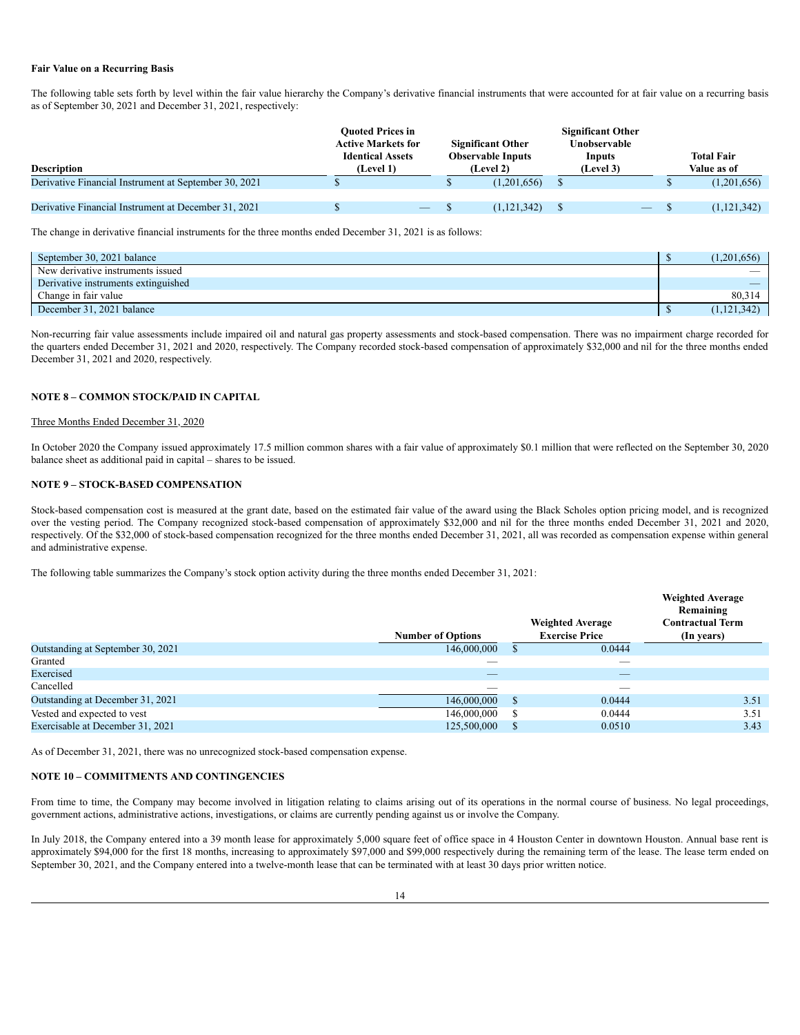**Fair Value on a Recurring Basis**

The following table sets forth by level within the fair value hierarchy the Company's derivative financial instruments that were accounted for at fair value on a recurring basis as of September 30, 2021 and December 31, 2021, respectively:

| Description | Quoted Prices in Active Markets for Identical Assets (Level 1) | Significant Other Observable Inputs (Level 2) | Significant Other Unobservable Inputs (Level 3) | Total Fair Value as of |
|---|---|---|---|---|
| Derivative Financial Instrument at September 30, 2021 | $ | $ (1,201,656) | $ | $ (1,201,656) |
| Derivative Financial Instrument at December 31, 2021 | $ — | $ (1,121,342) | $ — | $ (1,121,342) |

The change in derivative financial instruments for the three months ended December 31, 2021 is as follows:

| | |
|---|---|
| September 30, 2021 balance | $ (1,201,656) |
| New derivative instruments issued | — |
| Derivative instruments extinguished | — |
| Change in fair value | 80,314 |
| December 31, 2021 balance | $ (1,121,342) |

Non-recurring fair value assessments include impaired oil and natural gas property assessments and stock-based compensation. There was no impairment charge recorded for the quarters ended December 31, 2021 and 2020, respectively. The Company recorded stock-based compensation of approximately $32,000 and nil for the three months ended December 31, 2021 and 2020, respectively.

**NOTE 8 – COMMON STOCK/PAID IN CAPITAL**

Three Months Ended December 31, 2020

In October 2020 the Company issued approximately 17.5 million common shares with a fair value of approximately $0.1 million that were reflected on the September 30, 2020 balance sheet as additional paid in capital – shares to be issued.

**NOTE 9 – STOCK-BASED COMPENSATION**

Stock-based compensation cost is measured at the grant date, based on the estimated fair value of the award using the Black Scholes option pricing model, and is recognized over the vesting period. The Company recognized stock-based compensation of approximately $32,000 and nil for the three months ended December 31, 2021 and 2020, respectively. Of the $32,000 of stock-based compensation recognized for the three months ended December 31, 2021, all was recorded as compensation expense within general and administrative expense.

The following table summarizes the Company's stock option activity during the three months ended December 31, 2021:

| | Number of Options | Weighted Average Exercise Price | Weighted Average Remaining Contractual Term (In years) |
|---|---|---|---|
| Outstanding at September 30, 2021 | 146,000,000 | $ 0.0444 | |
| Granted | — | — | |
| Exercised | — | — | |
| Cancelled | — | — | |
| Outstanding at December 31, 2021 | 146,000,000 | $ 0.0444 | 3.51 |
| Vested and expected to vest | 146,000,000 | $ 0.0444 | 3.51 |
| Exercisable at December 31, 2021 | 125,500,000 | $ 0.0510 | 3.43 |

As of December 31, 2021, there was no unrecognized stock-based compensation expense.

**NOTE 10 – COMMITMENTS AND CONTINGENCIES**

From time to time, the Company may become involved in litigation relating to claims arising out of its operations in the normal course of business. No legal proceedings, government actions, administrative actions, investigations, or claims are currently pending against us or involve the Company.

In July 2018, the Company entered into a 39 month lease for approximately 5,000 square feet of office space in 4 Houston Center in downtown Houston. Annual base rent is approximately $94,000 for the first 18 months, increasing to approximately $97,000 and $99,000 respectively during the remaining term of the lease. The lease term ended on September 30, 2021, and the Company entered into a twelve-month lease that can be terminated with at least 30 days prior written notice.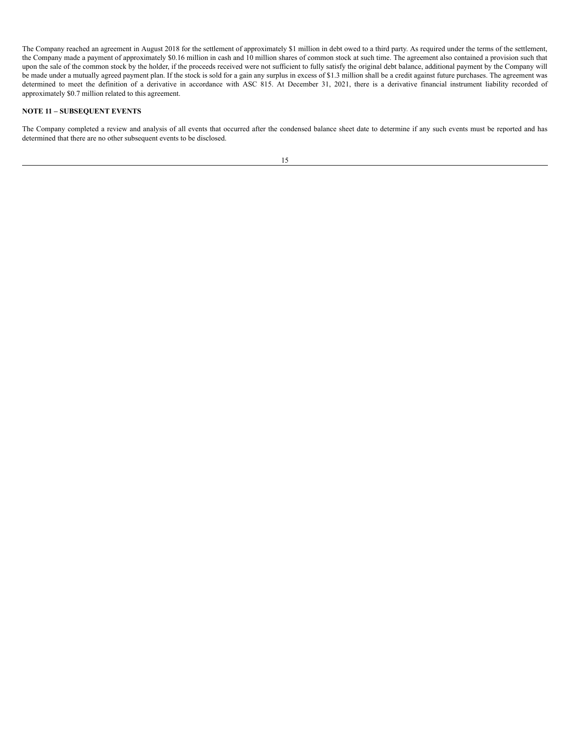The Company reached an agreement in August 2018 for the settlement of approximately $1 million in debt owed to a third party. As required under the terms of the settlement, the Company made a payment of approximately $0.16 million in cash and 10 million shares of common stock at such time. The agreement also contained a provision such that upon the sale of the common stock by the holder, if the proceeds received were not sufficient to fully satisfy the original debt balance, additional payment by the Company will be made under a mutually agreed payment plan. If the stock is sold for a gain any surplus in excess of $1.3 million shall be a credit against future purchases. The agreement was determined to meet the definition of a derivative in accordance with ASC 815. At December 31, 2021, there is a derivative financial instrument liability recorded of approximately $0.7 million related to this agreement.

**NOTE 11 – SUBSEQUENT EVENTS**

The Company completed a review and analysis of all events that occurred after the condensed balance sheet date to determine if any such events must be reported and has determined that there are no other subsequent events to be disclosed.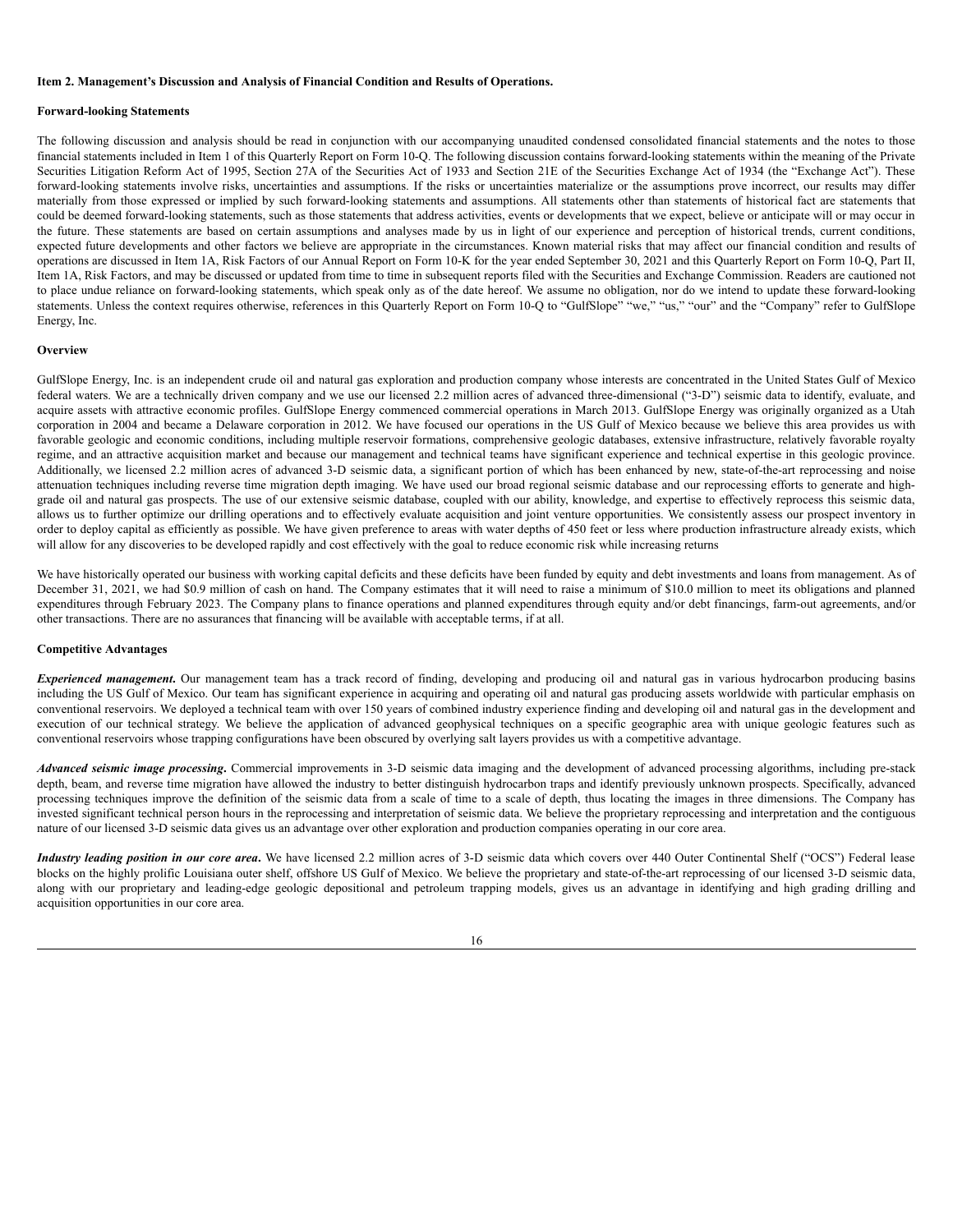**Item 2. Management's Discussion and Analysis of Financial Condition and Results of Operations.**

**Forward-looking Statements**

The following discussion and analysis should be read in conjunction with our accompanying unaudited condensed consolidated financial statements and the notes to those financial statements included in Item 1 of this Quarterly Report on Form 10-Q. The following discussion contains forward-looking statements within the meaning of the Private Securities Litigation Reform Act of 1995, Section 27A of the Securities Act of 1933 and Section 21E of the Securities Exchange Act of 1934 (the "Exchange Act"). These forward-looking statements involve risks, uncertainties and assumptions. If the risks or uncertainties materialize or the assumptions prove incorrect, our results may differ materially from those expressed or implied by such forward-looking statements and assumptions. All statements other than statements of historical fact are statements that could be deemed forward-looking statements, such as those statements that address activities, events or developments that we expect, believe or anticipate will or may occur in the future. These statements are based on certain assumptions and analyses made by us in light of our experience and perception of historical trends, current conditions, expected future developments and other factors we believe are appropriate in the circumstances. Known material risks that may affect our financial condition and results of operations are discussed in Item 1A, Risk Factors of our Annual Report on Form 10-K for the year ended September 30, 2021 and this Quarterly Report on Form 10-Q, Part II, Item 1A, Risk Factors, and may be discussed or updated from time to time in subsequent reports filed with the Securities and Exchange Commission. Readers are cautioned not to place undue reliance on forward-looking statements, which speak only as of the date hereof. We assume no obligation, nor do we intend to update these forward-looking statements. Unless the context requires otherwise, references in this Quarterly Report on Form 10-Q to "GulfSlope" "we," "us," "our" and the "Company" refer to GulfSlope Energy, Inc.

**Overview**

GulfSlope Energy, Inc. is an independent crude oil and natural gas exploration and production company whose interests are concentrated in the United States Gulf of Mexico federal waters. We are a technically driven company and we use our licensed 2.2 million acres of advanced three-dimensional ("3-D") seismic data to identify, evaluate, and acquire assets with attractive economic profiles. GulfSlope Energy commenced commercial operations in March 2013. GulfSlope Energy was originally organized as a Utah corporation in 2004 and became a Delaware corporation in 2012. We have focused our operations in the US Gulf of Mexico because we believe this area provides us with favorable geologic and economic conditions, including multiple reservoir formations, comprehensive geologic databases, extensive infrastructure, relatively favorable royalty regime, and an attractive acquisition market and because our management and technical teams have significant experience and technical expertise in this geologic province. Additionally, we licensed 2.2 million acres of advanced 3-D seismic data, a significant portion of which has been enhanced by new, state-of-the-art reprocessing and noise attenuation techniques including reverse time migration depth imaging. We have used our broad regional seismic database and our reprocessing efforts to generate and high-grade oil and natural gas prospects. The use of our extensive seismic database, coupled with our ability, knowledge, and expertise to effectively reprocess this seismic data, allows us to further optimize our drilling operations and to effectively evaluate acquisition and joint venture opportunities. We consistently assess our prospect inventory in order to deploy capital as efficiently as possible. We have given preference to areas with water depths of 450 feet or less where production infrastructure already exists, which will allow for any discoveries to be developed rapidly and cost effectively with the goal to reduce economic risk while increasing returns

We have historically operated our business with working capital deficits and these deficits have been funded by equity and debt investments and loans from management. As of December 31, 2021, we had $0.9 million of cash on hand. The Company estimates that it will need to raise a minimum of $10.0 million to meet its obligations and planned expenditures through February 2023. The Company plans to finance operations and planned expenditures through equity and/or debt financings, farm-out agreements, and/or other transactions. There are no assurances that financing will be available with acceptable terms, if at all.

**Competitive Advantages**

***Experienced management.*** Our management team has a track record of finding, developing and producing oil and natural gas in various hydrocarbon producing basins including the US Gulf of Mexico. Our team has significant experience in acquiring and operating oil and natural gas producing assets worldwide with particular emphasis on conventional reservoirs. We deployed a technical team with over 150 years of combined industry experience finding and developing oil and natural gas in the development and execution of our technical strategy. We believe the application of advanced geophysical techniques on a specific geographic area with unique geologic features such as conventional reservoirs whose trapping configurations have been obscured by overlying salt layers provides us with a competitive advantage.

***Advanced seismic image processing.*** Commercial improvements in 3-D seismic data imaging and the development of advanced processing algorithms, including pre-stack depth, beam, and reverse time migration have allowed the industry to better distinguish hydrocarbon traps and identify previously unknown prospects. Specifically, advanced processing techniques improve the definition of the seismic data from a scale of time to a scale of depth, thus locating the images in three dimensions. The Company has invested significant technical person hours in the reprocessing and interpretation of seismic data. We believe the proprietary reprocessing and interpretation and the contiguous nature of our licensed 3-D seismic data gives us an advantage over other exploration and production companies operating in our core area.

***Industry leading position in our core area.*** We have licensed 2.2 million acres of 3-D seismic data which covers over 440 Outer Continental Shelf ("OCS") Federal lease blocks on the highly prolific Louisiana outer shelf, offshore US Gulf of Mexico. We believe the proprietary and state-of-the-art reprocessing of our licensed 3-D seismic data, along with our proprietary and leading-edge geologic depositional and petroleum trapping models, gives us an advantage in identifying and high grading drilling and acquisition opportunities in our core area.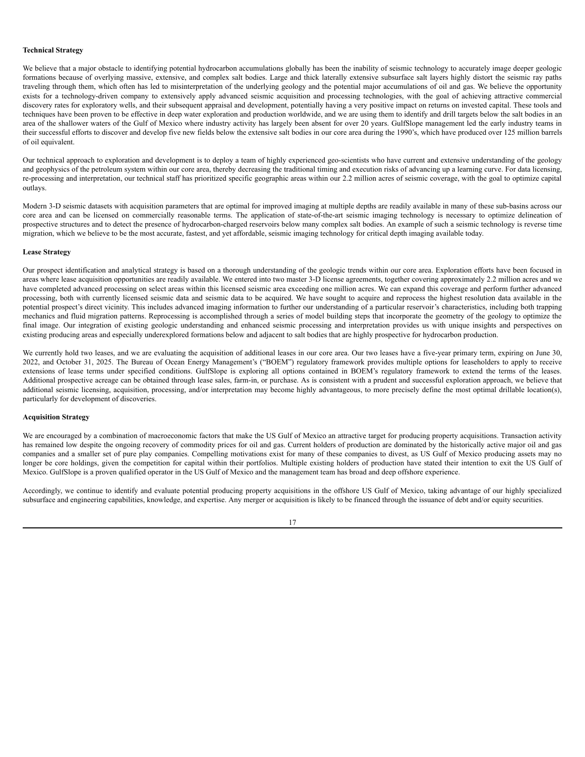**Technical Strategy**

We believe that a major obstacle to identifying potential hydrocarbon accumulations globally has been the inability of seismic technology to accurately image deeper geologic formations because of overlying massive, extensive, and complex salt bodies. Large and thick laterally extensive subsurface salt layers highly distort the seismic ray paths traveling through them, which often has led to misinterpretation of the underlying geology and the potential major accumulations of oil and gas. We believe the opportunity exists for a technology-driven company to extensively apply advanced seismic acquisition and processing technologies, with the goal of achieving attractive commercial discovery rates for exploratory wells, and their subsequent appraisal and development, potentially having a very positive impact on returns on invested capital. These tools and techniques have been proven to be effective in deep water exploration and production worldwide, and we are using them to identify and drill targets below the salt bodies in an area of the shallower waters of the Gulf of Mexico where industry activity has largely been absent for over 20 years. GulfSlope management led the early industry teams in their successful efforts to discover and develop five new fields below the extensive salt bodies in our core area during the 1990's, which have produced over 125 million barrels of oil equivalent.

Our technical approach to exploration and development is to deploy a team of highly experienced geo-scientists who have current and extensive understanding of the geology and geophysics of the petroleum system within our core area, thereby decreasing the traditional timing and execution risks of advancing up a learning curve. For data licensing, re-processing and interpretation, our technical staff has prioritized specific geographic areas within our 2.2 million acres of seismic coverage, with the goal to optimize capital outlays.

Modern 3-D seismic datasets with acquisition parameters that are optimal for improved imaging at multiple depths are readily available in many of these sub-basins across our core area and can be licensed on commercially reasonable terms. The application of state-of-the-art seismic imaging technology is necessary to optimize delineation of prospective structures and to detect the presence of hydrocarbon-charged reservoirs below many complex salt bodies. An example of such a seismic technology is reverse time migration, which we believe to be the most accurate, fastest, and yet affordable, seismic imaging technology for critical depth imaging available today.

**Lease Strategy**

Our prospect identification and analytical strategy is based on a thorough understanding of the geologic trends within our core area. Exploration efforts have been focused in areas where lease acquisition opportunities are readily available. We entered into two master 3-D license agreements, together covering approximately 2.2 million acres and we have completed advanced processing on select areas within this licensed seismic area exceeding one million acres. We can expand this coverage and perform further advanced processing, both with currently licensed seismic data and seismic data to be acquired. We have sought to acquire and reprocess the highest resolution data available in the potential prospect's direct vicinity. This includes advanced imaging information to further our understanding of a particular reservoir's characteristics, including both trapping mechanics and fluid migration patterns. Reprocessing is accomplished through a series of model building steps that incorporate the geometry of the geology to optimize the final image. Our integration of existing geologic understanding and enhanced seismic processing and interpretation provides us with unique insights and perspectives on existing producing areas and especially underexplored formations below and adjacent to salt bodies that are highly prospective for hydrocarbon production.

We currently hold two leases, and we are evaluating the acquisition of additional leases in our core area. Our two leases have a five-year primary term, expiring on June 30, 2022, and October 31, 2025. The Bureau of Ocean Energy Management's ("BOEM") regulatory framework provides multiple options for leaseholders to apply to receive extensions of lease terms under specified conditions. GulfSlope is exploring all options contained in BOEM's regulatory framework to extend the terms of the leases. Additional prospective acreage can be obtained through lease sales, farm-in, or purchase. As is consistent with a prudent and successful exploration approach, we believe that additional seismic licensing, acquisition, processing, and/or interpretation may become highly advantageous, to more precisely define the most optimal drillable location(s), particularly for development of discoveries.

**Acquisition Strategy**

We are encouraged by a combination of macroeconomic factors that make the US Gulf of Mexico an attractive target for producing property acquisitions. Transaction activity has remained low despite the ongoing recovery of commodity prices for oil and gas. Current holders of production are dominated by the historically active major oil and gas companies and a smaller set of pure play companies. Compelling motivations exist for many of these companies to divest, as US Gulf of Mexico producing assets may no longer be core holdings, given the competition for capital within their portfolios. Multiple existing holders of production have stated their intention to exit the US Gulf of Mexico. GulfSlope is a proven qualified operator in the US Gulf of Mexico and the management team has broad and deep offshore experience.

Accordingly, we continue to identify and evaluate potential producing property acquisitions in the offshore US Gulf of Mexico, taking advantage of our highly specialized subsurface and engineering capabilities, knowledge, and expertise. Any merger or acquisition is likely to be financed through the issuance of debt and/or equity securities.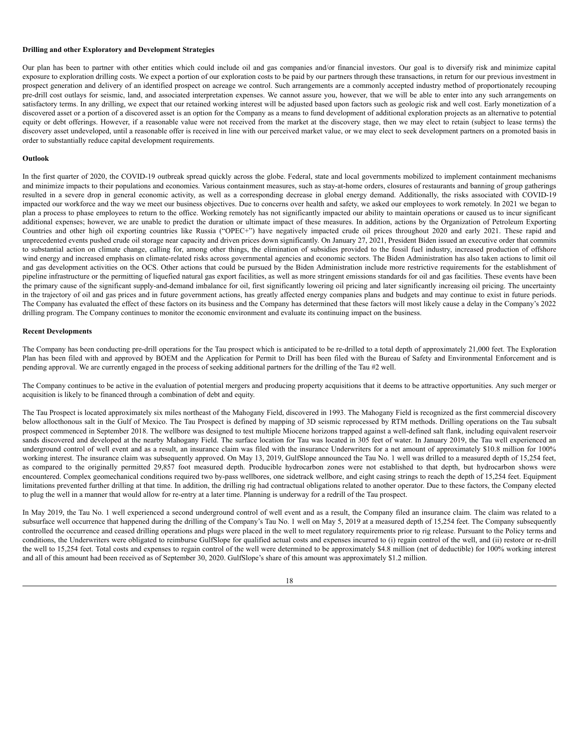**Drilling and other Exploratory and Development Strategies**

Our plan has been to partner with other entities which could include oil and gas companies and/or financial investors. Our goal is to diversify risk and minimize capital exposure to exploration drilling costs. We expect a portion of our exploration costs to be paid by our partners through these transactions, in return for our previous investment in prospect generation and delivery of an identified prospect on acreage we control. Such arrangements are a commonly accepted industry method of proportionately recouping pre-drill cost outlays for seismic, land, and associated interpretation expenses. We cannot assure you, however, that we will be able to enter into any such arrangements on satisfactory terms. In any drilling, we expect that our retained working interest will be adjusted based upon factors such as geologic risk and well cost. Early monetization of a discovered asset or a portion of a discovered asset is an option for the Company as a means to fund development of additional exploration projects as an alternative to potential equity or debt offerings. However, if a reasonable value were not received from the market at the discovery stage, then we may elect to retain (subject to lease terms) the discovery asset undeveloped, until a reasonable offer is received in line with our perceived market value, or we may elect to seek development partners on a promoted basis in order to substantially reduce capital development requirements.

**Outlook**

In the first quarter of 2020, the COVID-19 outbreak spread quickly across the globe. Federal, state and local governments mobilized to implement containment mechanisms and minimize impacts to their populations and economies. Various containment measures, such as stay-at-home orders, closures of restaurants and banning of group gatherings resulted in a severe drop in general economic activity, as well as a corresponding decrease in global energy demand. Additionally, the risks associated with COVID-19 impacted our workforce and the way we meet our business objectives. Due to concerns over health and safety, we asked our employees to work remotely. In 2021 we began to plan a process to phase employees to return to the office. Working remotely has not significantly impacted our ability to maintain operations or caused us to incur significant additional expenses; however, we are unable to predict the duration or ultimate impact of these measures. In addition, actions by the Organization of Petroleum Exporting Countries and other high oil exporting countries like Russia ("OPEC+") have negatively impacted crude oil prices throughout 2020 and early 2021. These rapid and unprecedented events pushed crude oil storage near capacity and driven prices down significantly. On January 27, 2021, President Biden issued an executive order that commits to substantial action on climate change, calling for, among other things, the elimination of subsidies provided to the fossil fuel industry, increased production of offshore wind energy and increased emphasis on climate-related risks across governmental agencies and economic sectors. The Biden Administration has also taken actions to limit oil and gas development activities on the OCS. Other actions that could be pursued by the Biden Administration include more restrictive requirements for the establishment of pipeline infrastructure or the permitting of liquefied natural gas export facilities, as well as more stringent emissions standards for oil and gas facilities. These events have been the primary cause of the significant supply-and-demand imbalance for oil, first significantly lowering oil pricing and later significantly increasing oil pricing. The uncertainty in the trajectory of oil and gas prices and in future government actions, has greatly affected energy companies plans and budgets and may continue to exist in future periods. The Company has evaluated the effect of these factors on its business and the Company has determined that these factors will most likely cause a delay in the Company's 2022 drilling program. The Company continues to monitor the economic environment and evaluate its continuing impact on the business.

**Recent Developments**

The Company has been conducting pre-drill operations for the Tau prospect which is anticipated to be re-drilled to a total depth of approximately 21,000 feet. The Exploration Plan has been filed with and approved by BOEM and the Application for Permit to Drill has been filed with the Bureau of Safety and Environmental Enforcement and is pending approval. We are currently engaged in the process of seeking additional partners for the drilling of the Tau #2 well.

The Company continues to be active in the evaluation of potential mergers and producing property acquisitions that it deems to be attractive opportunities. Any such merger or acquisition is likely to be financed through a combination of debt and equity.

The Tau Prospect is located approximately six miles northeast of the Mahogany Field, discovered in 1993. The Mahogany Field is recognized as the first commercial discovery below allocthonous salt in the Gulf of Mexico. The Tau Prospect is defined by mapping of 3D seismic reprocessed by RTM methods. Drilling operations on the Tau subsalt prospect commenced in September 2018. The wellbore was designed to test multiple Miocene horizons trapped against a well-defined salt flank, including equivalent reservoir sands discovered and developed at the nearby Mahogany Field. The surface location for Tau was located in 305 feet of water. In January 2019, the Tau well experienced an underground control of well event and as a result, an insurance claim was filed with the insurance Underwriters for a net amount of approximately $10.8 million for 100% working interest. The insurance claim was subsequently approved. On May 13, 2019, GulfSlope announced the Tau No. 1 well was drilled to a measured depth of 15,254 feet, as compared to the originally permitted 29,857 foot measured depth. Producible hydrocarbon zones were not established to that depth, but hydrocarbon shows were encountered. Complex geomechanical conditions required two by-pass wellbores, one sidetrack wellbore, and eight casing strings to reach the depth of 15,254 feet. Equipment limitations prevented further drilling at that time. In addition, the drilling rig had contractual obligations related to another operator. Due to these factors, the Company elected to plug the well in a manner that would allow for re-entry at a later time. Planning is underway for a redrill of the Tau prospect.

In May 2019, the Tau No. 1 well experienced a second underground control of well event and as a result, the Company filed an insurance claim. The claim was related to a subsurface well occurrence that happened during the drilling of the Company's Tau No. 1 well on May 5, 2019 at a measured depth of 15,254 feet. The Company subsequently controlled the occurrence and ceased drilling operations and plugs were placed in the well to meet regulatory requirements prior to rig release. Pursuant to the Policy terms and conditions, the Underwriters were obligated to reimburse GulfSlope for qualified actual costs and expenses incurred to (i) regain control of the well, and (ii) restore or re-drill the well to 15,254 feet. Total costs and expenses to regain control of the well were determined to be approximately $4.8 million (net of deductible) for 100% working interest and all of this amount had been received as of September 30, 2020. GulfSlope's share of this amount was approximately $1.2 million.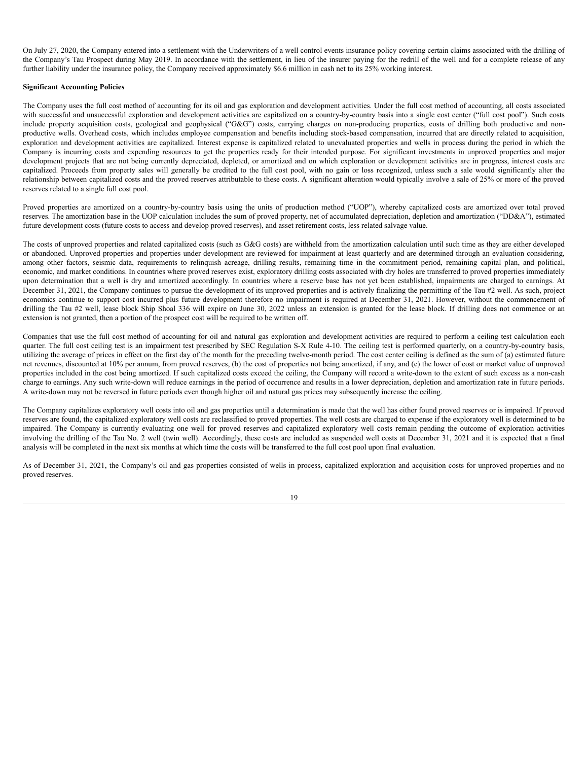On July 27, 2020, the Company entered into a settlement with the Underwriters of a well control events insurance policy covering certain claims associated with the drilling of the Company's Tau Prospect during May 2019. In accordance with the settlement, in lieu of the insurer paying for the redrill of the well and for a complete release of any further liability under the insurance policy, the Company received approximately $6.6 million in cash net to its 25% working interest.

**Significant Accounting Policies**

The Company uses the full cost method of accounting for its oil and gas exploration and development activities. Under the full cost method of accounting, all costs associated with successful and unsuccessful exploration and development activities are capitalized on a country-by-country basis into a single cost center ("full cost pool"). Such costs include property acquisition costs, geological and geophysical ("G&G") costs, carrying charges on non-producing properties, costs of drilling both productive and non-productive wells. Overhead costs, which includes employee compensation and benefits including stock-based compensation, incurred that are directly related to acquisition, exploration and development activities are capitalized. Interest expense is capitalized related to unevaluated properties and wells in process during the period in which the Company is incurring costs and expending resources to get the properties ready for their intended purpose. For significant investments in unproved properties and major development projects that are not being currently depreciated, depleted, or amortized and on which exploration or development activities are in progress, interest costs are capitalized. Proceeds from property sales will generally be credited to the full cost pool, with no gain or loss recognized, unless such a sale would significantly alter the relationship between capitalized costs and the proved reserves attributable to these costs. A significant alteration would typically involve a sale of 25% or more of the proved reserves related to a single full cost pool.

Proved properties are amortized on a country-by-country basis using the units of production method ("UOP"), whereby capitalized costs are amortized over total proved reserves. The amortization base in the UOP calculation includes the sum of proved property, net of accumulated depreciation, depletion and amortization ("DD&A"), estimated future development costs (future costs to access and develop proved reserves), and asset retirement costs, less related salvage value.

The costs of unproved properties and related capitalized costs (such as G&G costs) are withheld from the amortization calculation until such time as they are either developed or abandoned. Unproved properties and properties under development are reviewed for impairment at least quarterly and are determined through an evaluation considering, among other factors, seismic data, requirements to relinquish acreage, drilling results, remaining time in the commitment period, remaining capital plan, and political, economic, and market conditions. In countries where proved reserves exist, exploratory drilling costs associated with dry holes are transferred to proved properties immediately upon determination that a well is dry and amortized accordingly. In countries where a reserve base has not yet been established, impairments are charged to earnings. At December 31, 2021, the Company continues to pursue the development of its unproved properties and is actively finalizing the permitting of the Tau #2 well. As such, project economics continue to support cost incurred plus future development therefore no impairment is required at December 31, 2021. However, without the commencement of drilling the Tau #2 well, lease block Ship Shoal 336 will expire on June 30, 2022 unless an extension is granted for the lease block. If drilling does not commence or an extension is not granted, then a portion of the prospect cost will be required to be written off.

Companies that use the full cost method of accounting for oil and natural gas exploration and development activities are required to perform a ceiling test calculation each quarter. The full cost ceiling test is an impairment test prescribed by SEC Regulation S-X Rule 4-10. The ceiling test is performed quarterly, on a country-by-country basis, utilizing the average of prices in effect on the first day of the month for the preceding twelve-month period. The cost center ceiling is defined as the sum of (a) estimated future net revenues, discounted at 10% per annum, from proved reserves, (b) the cost of properties not being amortized, if any, and (c) the lower of cost or market value of unproved properties included in the cost being amortized. If such capitalized costs exceed the ceiling, the Company will record a write-down to the extent of such excess as a non-cash charge to earnings. Any such write-down will reduce earnings in the period of occurrence and results in a lower depreciation, depletion and amortization rate in future periods. A write-down may not be reversed in future periods even though higher oil and natural gas prices may subsequently increase the ceiling.

The Company capitalizes exploratory well costs into oil and gas properties until a determination is made that the well has either found proved reserves or is impaired. If proved reserves are found, the capitalized exploratory well costs are reclassified to proved properties. The well costs are charged to expense if the exploratory well is determined to be impaired. The Company is currently evaluating one well for proved reserves and capitalized exploratory well costs remain pending the outcome of exploration activities involving the drilling of the Tau No. 2 well (twin well). Accordingly, these costs are included as suspended well costs at December 31, 2021 and it is expected that a final analysis will be completed in the next six months at which time the costs will be transferred to the full cost pool upon final evaluation.

As of December 31, 2021, the Company's oil and gas properties consisted of wells in process, capitalized exploration and acquisition costs for unproved properties and no proved reserves.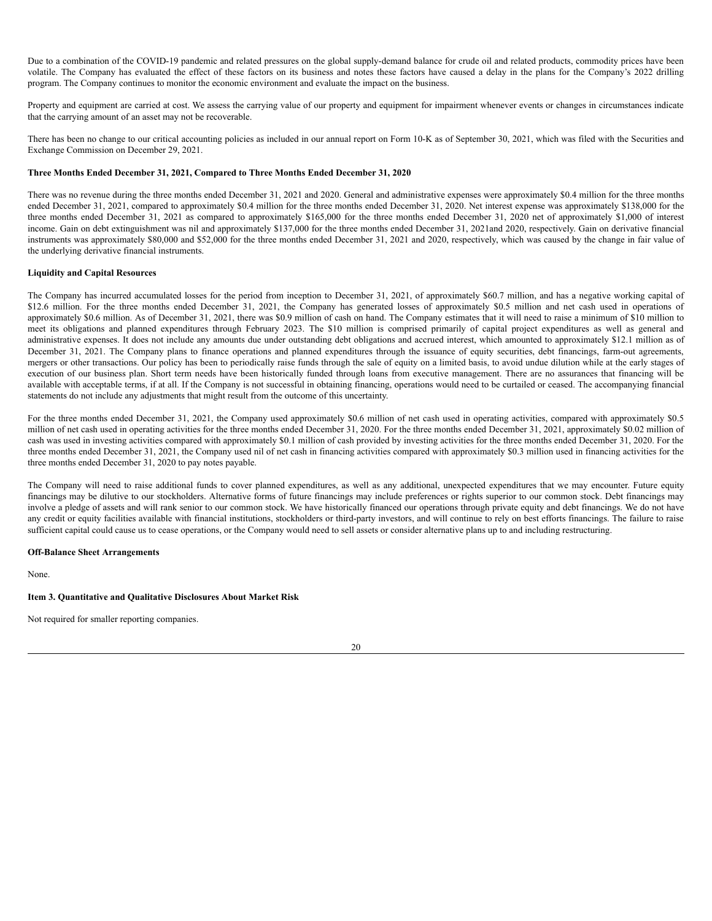Due to a combination of the COVID-19 pandemic and related pressures on the global supply-demand balance for crude oil and related products, commodity prices have been volatile. The Company has evaluated the effect of these factors on its business and notes these factors have caused a delay in the plans for the Company's 2022 drilling program. The Company continues to monitor the economic environment and evaluate the impact on the business.

Property and equipment are carried at cost. We assess the carrying value of our property and equipment for impairment whenever events or changes in circumstances indicate that the carrying amount of an asset may not be recoverable.

There has been no change to our critical accounting policies as included in our annual report on Form 10-K as of September 30, 2021, which was filed with the Securities and Exchange Commission on December 29, 2021.

**Three Months Ended December 31, 2021, Compared to Three Months Ended December 31, 2020**

There was no revenue during the three months ended December 31, 2021 and 2020. General and administrative expenses were approximately $0.4 million for the three months ended December 31, 2021, compared to approximately $0.4 million for the three months ended December 31, 2020. Net interest expense was approximately $138,000 for the three months ended December 31, 2021 as compared to approximately $165,000 for the three months ended December 31, 2020 net of approximately $1,000 of interest income. Gain on debt extinguishment was nil and approximately $137,000 for the three months ended December 31, 2021and 2020, respectively. Gain on derivative financial instruments was approximately $80,000 and $52,000 for the three months ended December 31, 2021 and 2020, respectively, which was caused by the change in fair value of the underlying derivative financial instruments.

**Liquidity and Capital Resources**

The Company has incurred accumulated losses for the period from inception to December 31, 2021, of approximately $60.7 million, and has a negative working capital of $12.6 million. For the three months ended December 31, 2021, the Company has generated losses of approximately $0.5 million and net cash used in operations of approximately $0.6 million. As of December 31, 2021, there was $0.9 million of cash on hand. The Company estimates that it will need to raise a minimum of $10 million to meet its obligations and planned expenditures through February 2023. The $10 million is comprised primarily of capital project expenditures as well as general and administrative expenses. It does not include any amounts due under outstanding debt obligations and accrued interest, which amounted to approximately $12.1 million as of December 31, 2021. The Company plans to finance operations and planned expenditures through the issuance of equity securities, debt financings, farm-out agreements, mergers or other transactions. Our policy has been to periodically raise funds through the sale of equity on a limited basis, to avoid undue dilution while at the early stages of execution of our business plan. Short term needs have been historically funded through loans from executive management. There are no assurances that financing will be available with acceptable terms, if at all. If the Company is not successful in obtaining financing, operations would need to be curtailed or ceased. The accompanying financial statements do not include any adjustments that might result from the outcome of this uncertainty.

For the three months ended December 31, 2021, the Company used approximately $0.6 million of net cash used in operating activities, compared with approximately $0.5 million of net cash used in operating activities for the three months ended December 31, 2020. For the three months ended December 31, 2021, approximately $0.02 million of cash was used in investing activities compared with approximately $0.1 million of cash provided by investing activities for the three months ended December 31, 2020. For the three months ended December 31, 2021, the Company used nil of net cash in financing activities compared with approximately $0.3 million used in financing activities for the three months ended December 31, 2020 to pay notes payable.

The Company will need to raise additional funds to cover planned expenditures, as well as any additional, unexpected expenditures that we may encounter. Future equity financings may be dilutive to our stockholders. Alternative forms of future financings may include preferences or rights superior to our common stock. Debt financings may involve a pledge of assets and will rank senior to our common stock. We have historically financed our operations through private equity and debt financings. We do not have any credit or equity facilities available with financial institutions, stockholders or third-party investors, and will continue to rely on best efforts financings. The failure to raise sufficient capital could cause us to cease operations, or the Company would need to sell assets or consider alternative plans up to and including restructuring.

**Off-Balance Sheet Arrangements**

None.

**Item 3. Quantitative and Qualitative Disclosures About Market Risk**

Not required for smaller reporting companies.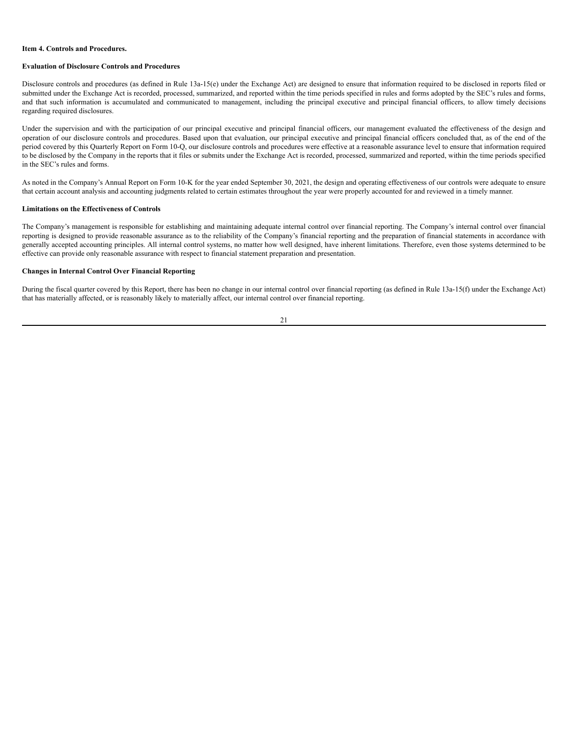**Item 4. Controls and Procedures.**

**Evaluation of Disclosure Controls and Procedures**

Disclosure controls and procedures (as defined in Rule 13a-15(e) under the Exchange Act) are designed to ensure that information required to be disclosed in reports filed or submitted under the Exchange Act is recorded, processed, summarized, and reported within the time periods specified in rules and forms adopted by the SEC's rules and forms, and that such information is accumulated and communicated to management, including the principal executive and principal financial officers, to allow timely decisions regarding required disclosures.

Under the supervision and with the participation of our principal executive and principal financial officers, our management evaluated the effectiveness of the design and operation of our disclosure controls and procedures. Based upon that evaluation, our principal executive and principal financial officers concluded that, as of the end of the period covered by this Quarterly Report on Form 10-Q, our disclosure controls and procedures were effective at a reasonable assurance level to ensure that information required to be disclosed by the Company in the reports that it files or submits under the Exchange Act is recorded, processed, summarized and reported, within the time periods specified in the SEC's rules and forms.

As noted in the Company's Annual Report on Form 10-K for the year ended September 30, 2021, the design and operating effectiveness of our controls were adequate to ensure that certain account analysis and accounting judgments related to certain estimates throughout the year were properly accounted for and reviewed in a timely manner.

**Limitations on the Effectiveness of Controls**

The Company's management is responsible for establishing and maintaining adequate internal control over financial reporting. The Company's internal control over financial reporting is designed to provide reasonable assurance as to the reliability of the Company's financial reporting and the preparation of financial statements in accordance with generally accepted accounting principles. All internal control systems, no matter how well designed, have inherent limitations. Therefore, even those systems determined to be effective can provide only reasonable assurance with respect to financial statement preparation and presentation.

**Changes in Internal Control Over Financial Reporting**

During the fiscal quarter covered by this Report, there has been no change in our internal control over financial reporting (as defined in Rule 13a-15(f) under the Exchange Act) that has materially affected, or is reasonably likely to materially affect, our internal control over financial reporting.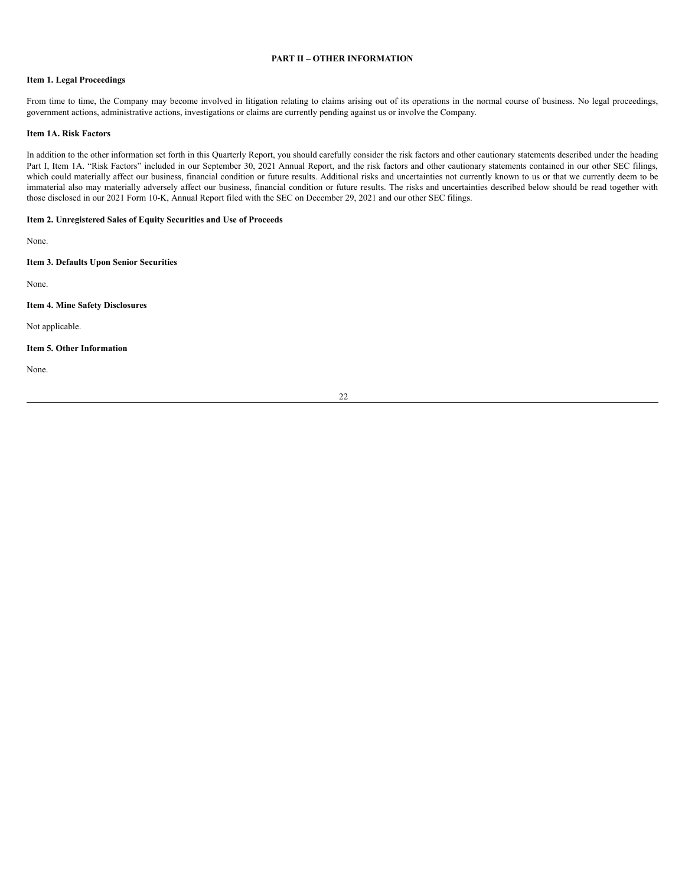## PART II – OTHER INFORMATION

### Item 1. Legal Proceedings

From time to time, the Company may become involved in litigation relating to claims arising out of its operations in the normal course of business. No legal proceedings, government actions, administrative actions, investigations or claims are currently pending against us or involve the Company.

### Item 1A. Risk Factors

In addition to the other information set forth in this Quarterly Report, you should carefully consider the risk factors and other cautionary statements described under the heading Part I, Item 1A. "Risk Factors" included in our September 30, 2021 Annual Report, and the risk factors and other cautionary statements contained in our other SEC filings, which could materially affect our business, financial condition or future results. Additional risks and uncertainties not currently known to us or that we currently deem to be immaterial also may materially adversely affect our business, financial condition or future results. The risks and uncertainties described below should be read together with those disclosed in our 2021 Form 10-K, Annual Report filed with the SEC on December 29, 2021 and our other SEC filings.

### Item 2. Unregistered Sales of Equity Securities and Use of Proceeds

None.

### Item 3. Defaults Upon Senior Securities

None.

### Item 4. Mine Safety Disclosures

Not applicable.

### Item 5. Other Information

None.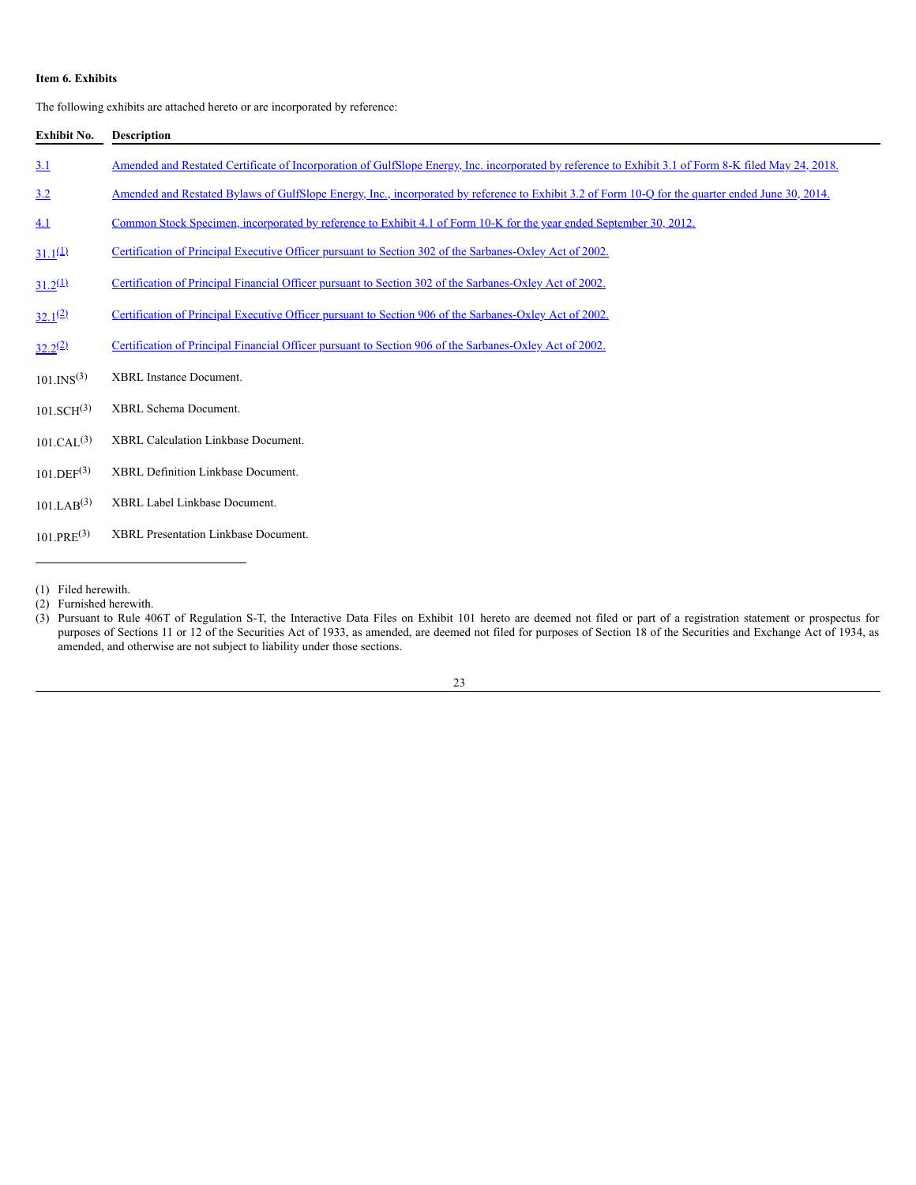**Item 6. Exhibits**

The following exhibits are attached hereto or are incorporated by reference:

| Exhibit No. | Description |
|---|---|
| 3.1 | Amended and Restated Certificate of Incorporation of GulfSlope Energy, Inc. incorporated by reference to Exhibit 3.1 of Form 8-K filed May 24, 2018. |
| 3.2 | Amended and Restated Bylaws of GulfSlope Energy, Inc., incorporated by reference to Exhibit 3.2 of Form 10-Q for the quarter ended June 30, 2014. |
| 4.1 | Common Stock Specimen, incorporated by reference to Exhibit 4.1 of Form 10-K for the year ended September 30, 2012. |
| 31.1(1) | Certification of Principal Executive Officer pursuant to Section 302 of the Sarbanes-Oxley Act of 2002. |
| 31.2(1) | Certification of Principal Financial Officer pursuant to Section 302 of the Sarbanes-Oxley Act of 2002. |
| 32.1(2) | Certification of Principal Executive Officer pursuant to Section 906 of the Sarbanes-Oxley Act of 2002. |
| 32.2(2) | Certification of Principal Financial Officer pursuant to Section 906 of the Sarbanes-Oxley Act of 2002. |
| 101.INS(3) | XBRL Instance Document. |
| 101.SCH(3) | XBRL Schema Document. |
| 101.CAL(3) | XBRL Calculation Linkbase Document. |
| 101.DEF(3) | XBRL Definition Linkbase Document. |
| 101.LAB(3) | XBRL Label Linkbase Document. |
| 101.PRE(3) | XBRL Presentation Linkbase Document. |

---

(1) Filed herewith.
(2) Furnished herewith.
(3) Pursuant to Rule 406T of Regulation S-T, the Interactive Data Files on Exhibit 101 hereto are deemed not filed or part of a registration statement or prospectus for purposes of Sections 11 or 12 of the Securities Act of 1933, as amended, are deemed not filed for purposes of Section 18 of the Securities and Exchange Act of 1934, as amended, and otherwise are not subject to liability under those sections.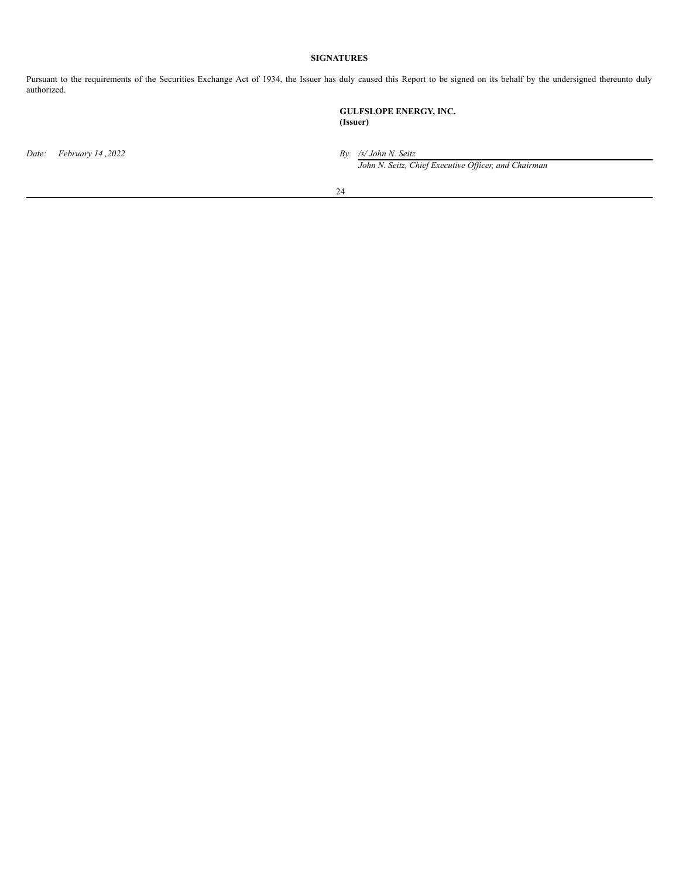## SIGNATURES

Pursuant to the requirements of the Securities Exchange Act of 1934, the Issuer has duly caused this Report to be signed on its behalf by the undersigned thereunto duly authorized.

**GULFSLOPE ENERGY, INC.**
**(Issuer)**

*Date: February 14 ,2022*

*By: /s/ John N. Seitz*
*John N. Seitz, Chief Executive Officer, and Chairman*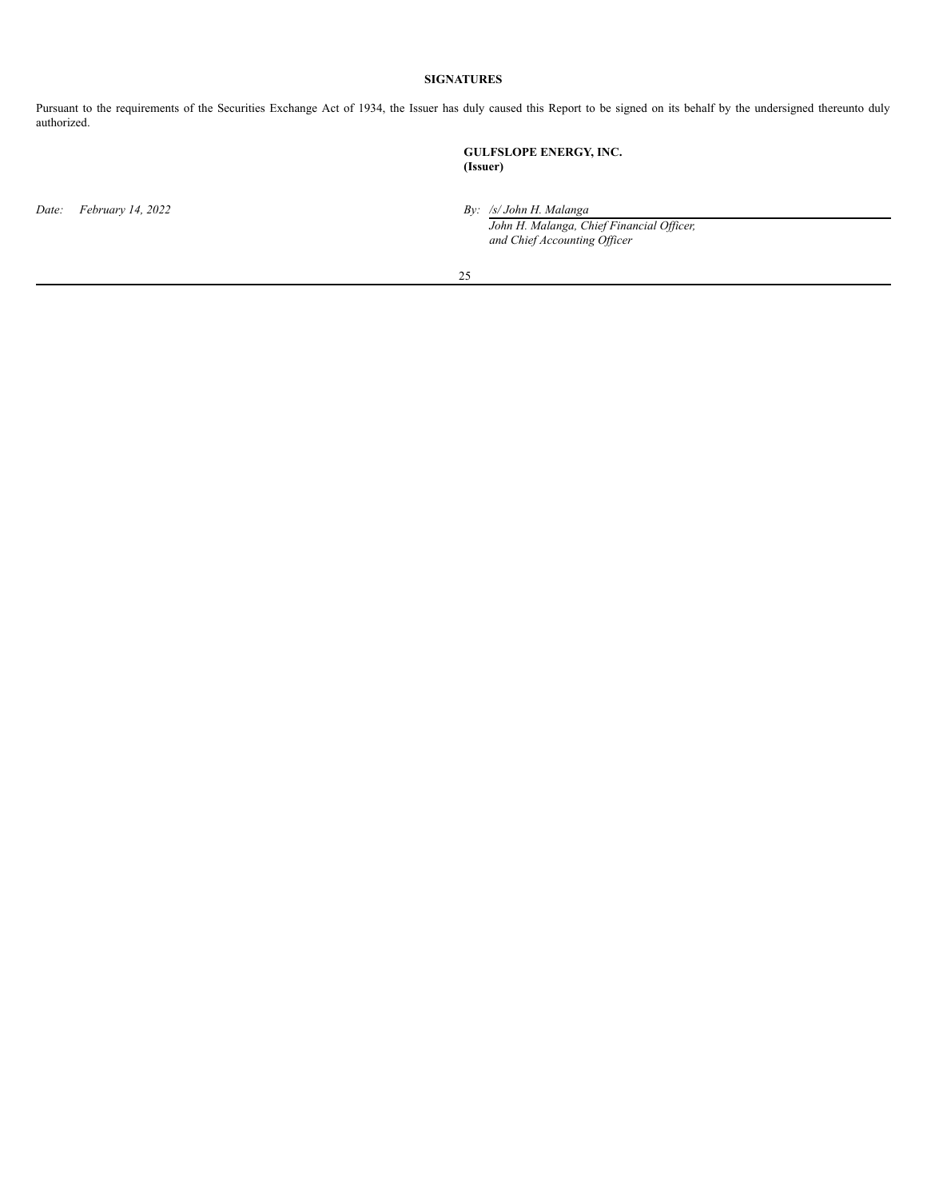## SIGNATURES

Pursuant to the requirements of the Securities Exchange Act of 1934, the Issuer has duly caused this Report to be signed on its behalf by the undersigned thereunto duly authorized.

**GULFSLOPE ENERGY, INC.**
**(Issuer)**

*Date: February 14, 2022*

*By: /s/ John H. Malanga*
*John H. Malanga, Chief Financial Officer, and Chief Accounting Officer*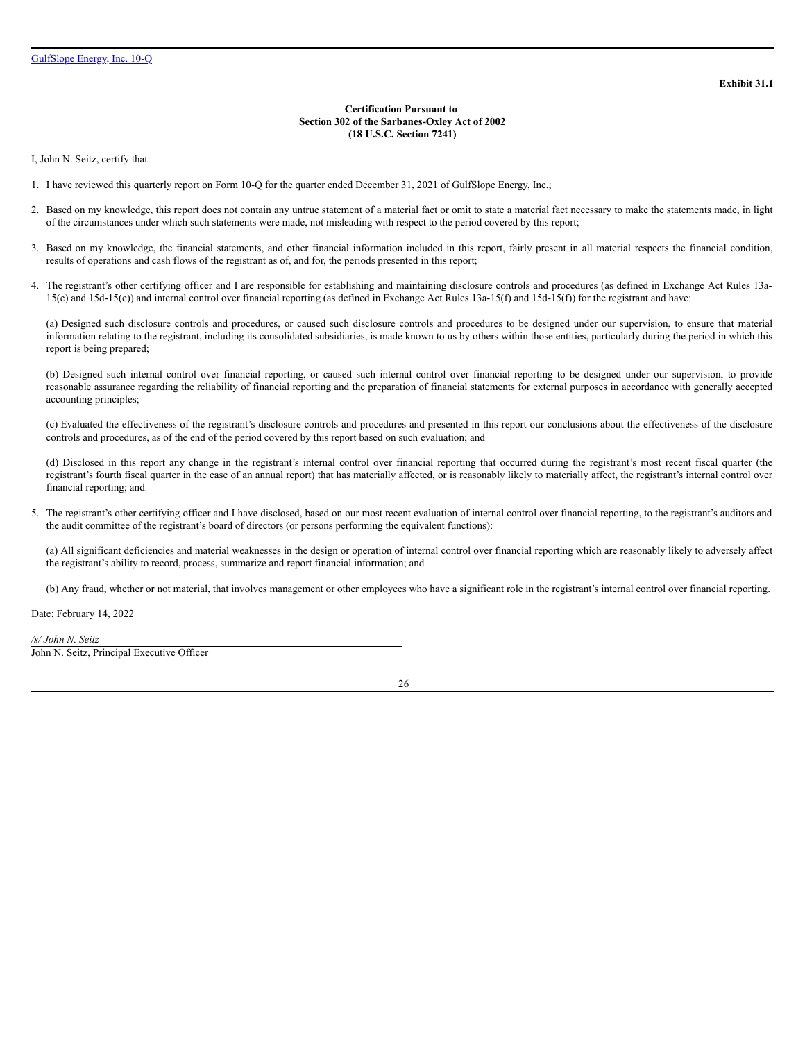**Exhibit 31.1**

**Certification Pursuant to**
**Section 302 of the Sarbanes-Oxley Act of 2002**
**(18 U.S.C. Section 7241)**

I, John N. Seitz, certify that:

1. I have reviewed this quarterly report on Form 10-Q for the quarter ended December 31, 2021 of GulfSlope Energy, Inc.;

2. Based on my knowledge, this report does not contain any untrue statement of a material fact or omit to state a material fact necessary to make the statements made, in light of the circumstances under which such statements were made, not misleading with respect to the period covered by this report;

3. Based on my knowledge, the financial statements, and other financial information included in this report, fairly present in all material respects the financial condition, results of operations and cash flows of the registrant as of, and for, the periods presented in this report;

4. The registrant's other certifying officer and I are responsible for establishing and maintaining disclosure controls and procedures (as defined in Exchange Act Rules 13a-15(e) and 15d-15(e)) and internal control over financial reporting (as defined in Exchange Act Rules 13a-15(f) and 15d-15(f)) for the registrant and have:

   (a) Designed such disclosure controls and procedures, or caused such disclosure controls and procedures to be designed under our supervision, to ensure that material information relating to the registrant, including its consolidated subsidiaries, is made known to us by others within those entities, particularly during the period in which this report is being prepared;

   (b) Designed such internal control over financial reporting, or caused such internal control over financial reporting to be designed under our supervision, to provide reasonable assurance regarding the reliability of financial reporting and the preparation of financial statements for external purposes in accordance with generally accepted accounting principles;

   (c) Evaluated the effectiveness of the registrant's disclosure controls and procedures and presented in this report our conclusions about the effectiveness of the disclosure controls and procedures, as of the end of the period covered by this report based on such evaluation; and

   (d) Disclosed in this report any change in the registrant's internal control over financial reporting that occurred during the registrant's most recent fiscal quarter (the registrant's fourth fiscal quarter in the case of an annual report) that has materially affected, or is reasonably likely to materially affect, the registrant's internal control over financial reporting; and

5. The registrant's other certifying officer and I have disclosed, based on our most recent evaluation of internal control over financial reporting, to the registrant's auditors and the audit committee of the registrant's board of directors (or persons performing the equivalent functions):

   (a) All significant deficiencies and material weaknesses in the design or operation of internal control over financial reporting which are reasonably likely to adversely affect the registrant's ability to record, process, summarize and report financial information; and

   (b) Any fraud, whether or not material, that involves management or other employees who have a significant role in the registrant's internal control over financial reporting.

Date: February 14, 2022

*/s/ John N. Seitz*
John N. Seitz, Principal Executive Officer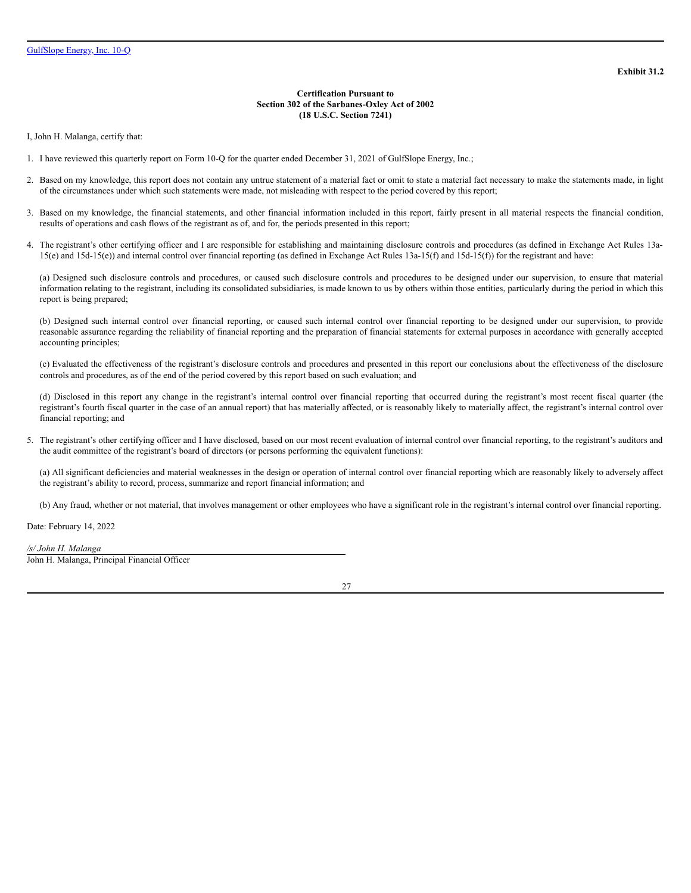**Exhibit 31.2**

**Certification Pursuant to**
**Section 302 of the Sarbanes-Oxley Act of 2002**
**(18 U.S.C. Section 7241)**

I, John H. Malanga, certify that:

1. I have reviewed this quarterly report on Form 10-Q for the quarter ended December 31, 2021 of GulfSlope Energy, Inc.;

2. Based on my knowledge, this report does not contain any untrue statement of a material fact or omit to state a material fact necessary to make the statements made, in light of the circumstances under which such statements were made, not misleading with respect to the period covered by this report;

3. Based on my knowledge, the financial statements, and other financial information included in this report, fairly present in all material respects the financial condition, results of operations and cash flows of the registrant as of, and for, the periods presented in this report;

4. The registrant's other certifying officer and I are responsible for establishing and maintaining disclosure controls and procedures (as defined in Exchange Act Rules 13a-15(e) and 15d-15(e)) and internal control over financial reporting (as defined in Exchange Act Rules 13a-15(f) and 15d-15(f)) for the registrant and have:

   (a) Designed such disclosure controls and procedures, or caused such disclosure controls and procedures to be designed under our supervision, to ensure that material information relating to the registrant, including its consolidated subsidiaries, is made known to us by others within those entities, particularly during the period in which this report is being prepared;

   (b) Designed such internal control over financial reporting, or caused such internal control over financial reporting to be designed under our supervision, to provide reasonable assurance regarding the reliability of financial reporting and the preparation of financial statements for external purposes in accordance with generally accepted accounting principles;

   (c) Evaluated the effectiveness of the registrant's disclosure controls and procedures and presented in this report our conclusions about the effectiveness of the disclosure controls and procedures, as of the end of the period covered by this report based on such evaluation; and

   (d) Disclosed in this report any change in the registrant's internal control over financial reporting that occurred during the registrant's most recent fiscal quarter (the registrant's fourth fiscal quarter in the case of an annual report) that has materially affected, or is reasonably likely to materially affect, the registrant's internal control over financial reporting; and

5. The registrant's other certifying officer and I have disclosed, based on our most recent evaluation of internal control over financial reporting, to the registrant's auditors and the audit committee of the registrant's board of directors (or persons performing the equivalent functions):

   (a) All significant deficiencies and material weaknesses in the design or operation of internal control over financial reporting which are reasonably likely to adversely affect the registrant's ability to record, process, summarize and report financial information; and

   (b) Any fraud, whether or not material, that involves management or other employees who have a significant role in the registrant's internal control over financial reporting.

Date: February 14, 2022

*/s/ John H. Malanga*
John H. Malanga, Principal Financial Officer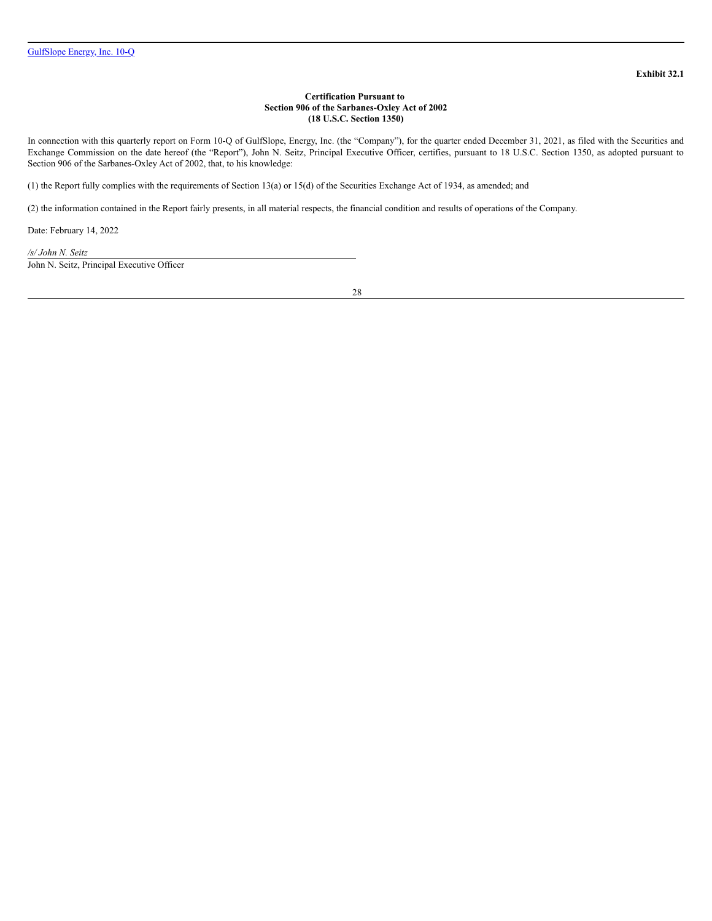**Exhibit 32.1**

**Certification Pursuant to**
**Section 906 of the Sarbanes-Oxley Act of 2002**
**(18 U.S.C. Section 1350)**

In connection with this quarterly report on Form 10-Q of GulfSlope, Energy, Inc. (the "Company"), for the quarter ended December 31, 2021, as filed with the Securities and Exchange Commission on the date hereof (the "Report"), John N. Seitz, Principal Executive Officer, certifies, pursuant to 18 U.S.C. Section 1350, as adopted pursuant to Section 906 of the Sarbanes-Oxley Act of 2002, that, to his knowledge:

(1) the Report fully complies with the requirements of Section 13(a) or 15(d) of the Securities Exchange Act of 1934, as amended; and

(2) the information contained in the Report fairly presents, in all material respects, the financial condition and results of operations of the Company.

Date: February 14, 2022

*/s/ John N. Seitz*

John N. Seitz, Principal Executive Officer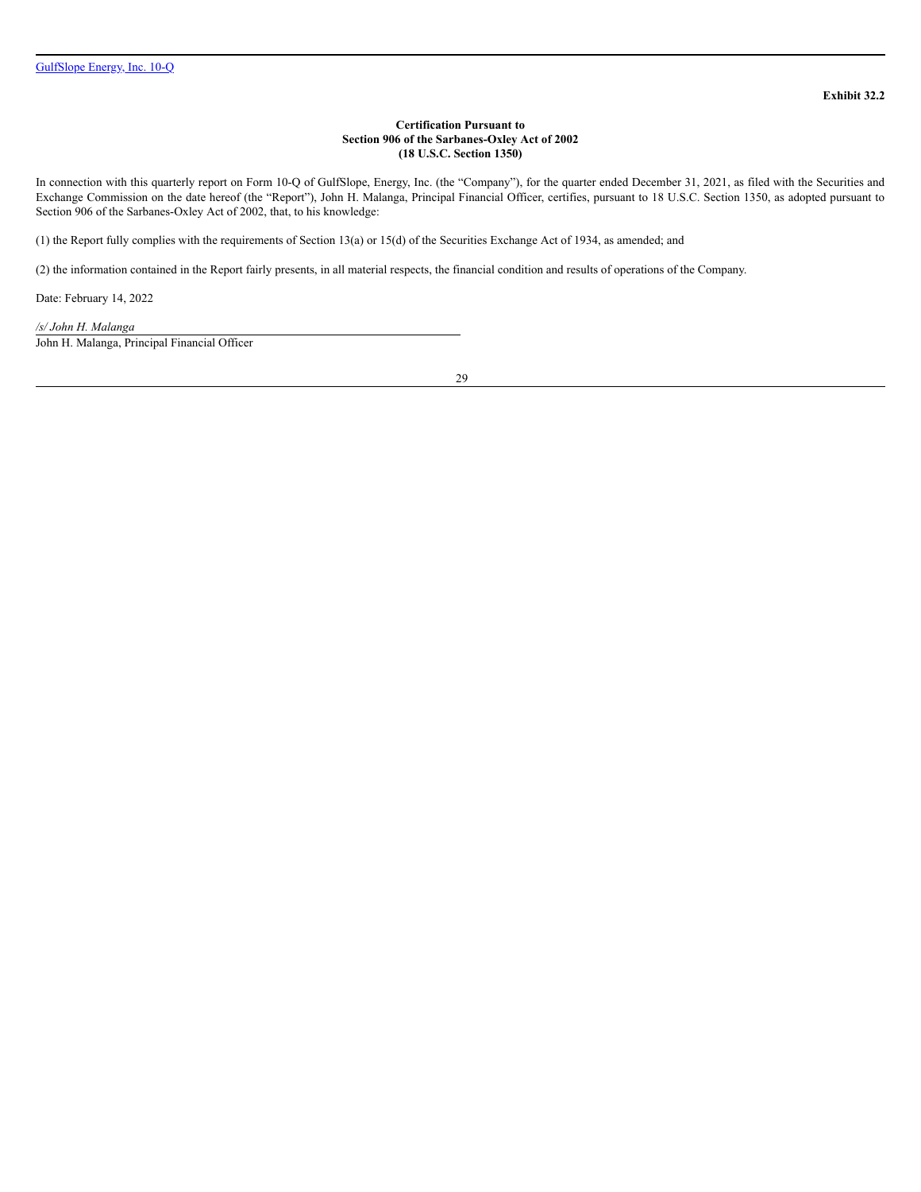**Exhibit 32.2**

**Certification Pursuant to**
**Section 906 of the Sarbanes-Oxley Act of 2002**
**(18 U.S.C. Section 1350)**

In connection with this quarterly report on Form 10-Q of GulfSlope, Energy, Inc. (the "Company"), for the quarter ended December 31, 2021, as filed with the Securities and Exchange Commission on the date hereof (the "Report"), John H. Malanga, Principal Financial Officer, certifies, pursuant to 18 U.S.C. Section 1350, as adopted pursuant to Section 906 of the Sarbanes-Oxley Act of 2002, that, to his knowledge:

(1) the Report fully complies with the requirements of Section 13(a) or 15(d) of the Securities Exchange Act of 1934, as amended; and

(2) the information contained in the Report fairly presents, in all material respects, the financial condition and results of operations of the Company.

Date: February 14, 2022

*/s/ John H. Malanga*

John H. Malanga, Principal Financial Officer